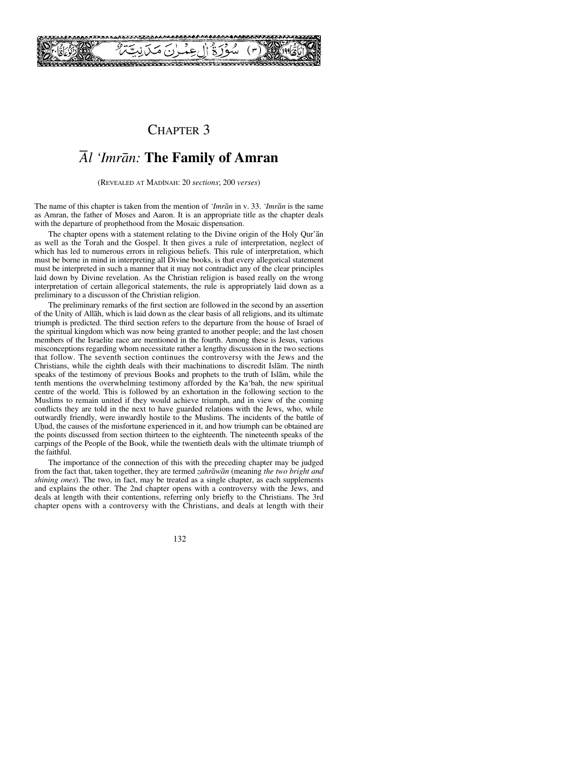(٣) سُورَةُ آلِ عِمْرَانَ مَدَنِيَّةٌ

# CHAPTER 3

## *Āl ʻImrān:* The Family of Amran

(REVEALED AT MADĪNAH: 20 *sections*; 200 *verses*)

The name of this chapter is taken from the mention of *ʻImrān* in v. 33. *ʻImrān* is the same as Amran, the father of Moses and Aaron. It is an appropriate title as the chapter deals with the departure of prophethood from the Mosaic dispensation.

The chapter opens with a statement relating to the Divine origin of the Holy Qur'ān as well as the Torah and the Gospel. It then gives a rule of interpretation, neglect of which has led to numerous errors in religious beliefs. This rule of interpretation, which must be borne in mind in interpreting all Divine books, is that every allegorical statement must be interpreted in such a manner that it may not contradict any of the clear principles laid down by Divine revelation. As the Christian religion is based really on the wrong interpretation of certain allegorical statements, the rule is appropriately laid down as a preliminary to a discusson of the Christian religion.

The preliminary remarks of the first section are followed in the second by an assertion of the Unity of Allāh, which is laid down as the clear basis of all religions, and its ultimate triumph is predicted. The third section refers to the departure from the house of Israel of the spiritual kingdom which was now being granted to another people; and the last chosen members of the Israelite race are mentioned in the fourth. Among these is Jesus, various misconceptions regarding whom necessitate rather a lengthy discussion in the two sections that follow. The seventh section continues the controversy with the Jews and the Christians, while the eighth deals with their machinations to discredit Islām. The ninth speaks of the testimony of previous Books and prophets to the truth of Islām, while the tenth mentions the overwhelming testimony afforded by the Kaʻbah, the new spiritual centre of the world. This is followed by an exhortation in the following section to the Muslims to remain united if they would achieve triumph, and in view of the coming conflicts they are told in the next to have guarded relations with the Jews, who, while outwardly friendly, were inwardly hostile to the Muslims. The incidents of the battle of Uḥud, the causes of the misfortune experienced in it, and how triumph can be obtained are the points discussed from section thirteen to the eighteenth. The nineteenth speaks of the carpings of the People of the Book, while the twentieth deals with the ultimate triumph of the faithful.

The importance of the connection of this with the preceding chapter may be judged from the fact that, taken together, they are termed *zahrāwān* (meaning *the two bright and shining ones*). The two, in fact, may be treated as a single chapter, as each supplements and explains the other. The 2nd chapter opens with a controversy with the Jews, and deals at length with their contentions, referring only briefly to the Christians. The 3rd chapter opens with a controversy with the Christians, and deals at length with their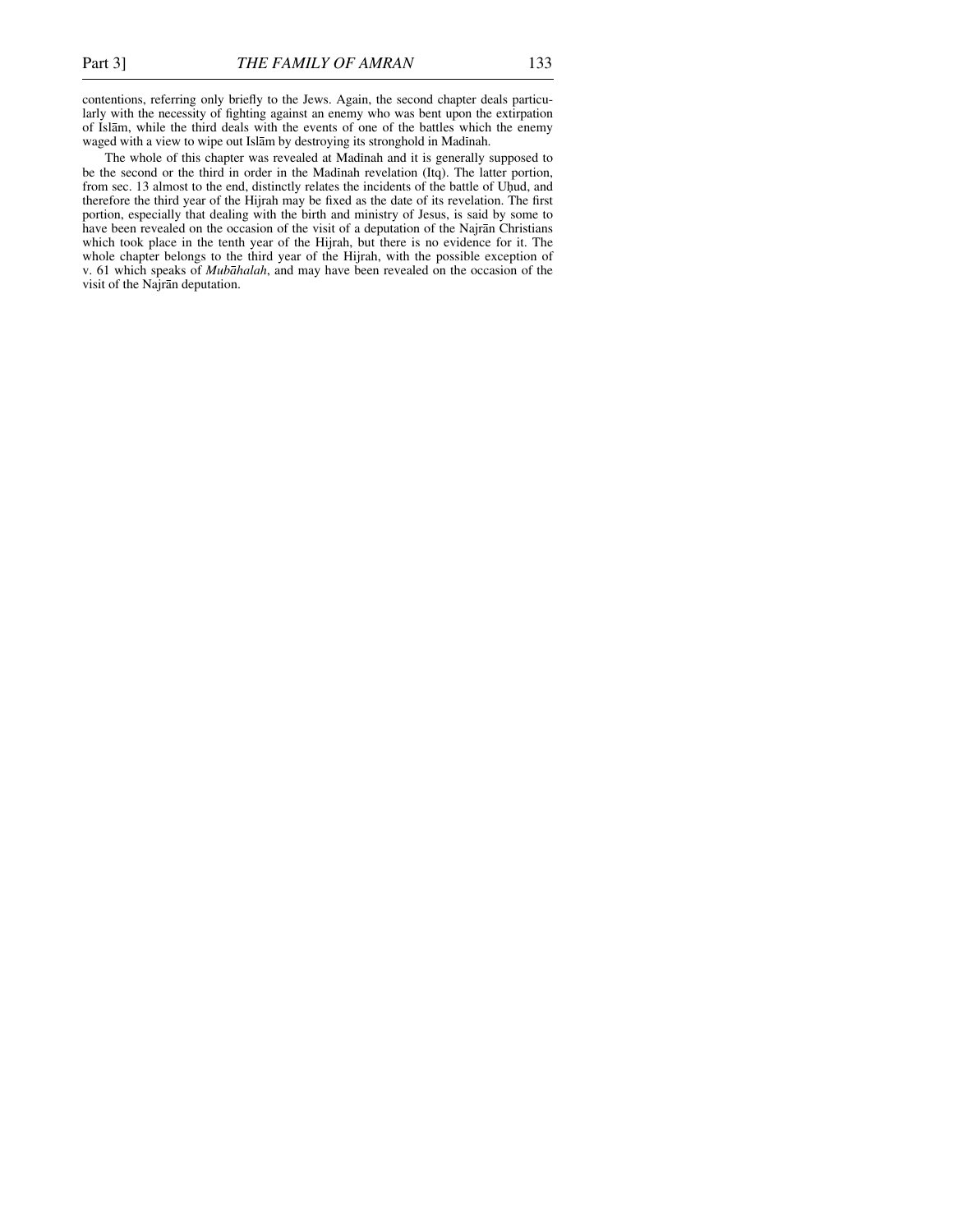contentions, referring only briefly to the Jews. Again, the second chapter deals particularly with the necessity of fighting against an enemy who was bent upon the extirpation of Islām, while the third deals with the events of one of the battles which the enemy waged with a view to wipe out Islām by destroying its stronghold in Madīnah.

The whole of this chapter was revealed at Madīnah and it is generally supposed to be the second or the third in order in the Madīnah revelation (Itq). The latter portion, from sec. 13 almost to the end, distinctly relates the incidents of the battle of Uḥud, and therefore the third year of the Hijrah may be fixed as the date of its revelation. The first portion, especially that dealing with the birth and ministry of Jesus, is said by some to have been revealed on the occasion of the visit of a deputation of the Najrān Christians which took place in the tenth year of the Hijrah, but there is no evidence for it. The whole chapter belongs to the third year of the Hijrah, with the possible exception of v. 61 which speaks of *Mubāhalah*, and may have been revealed on the occasion of the visit of the Najrān deputation.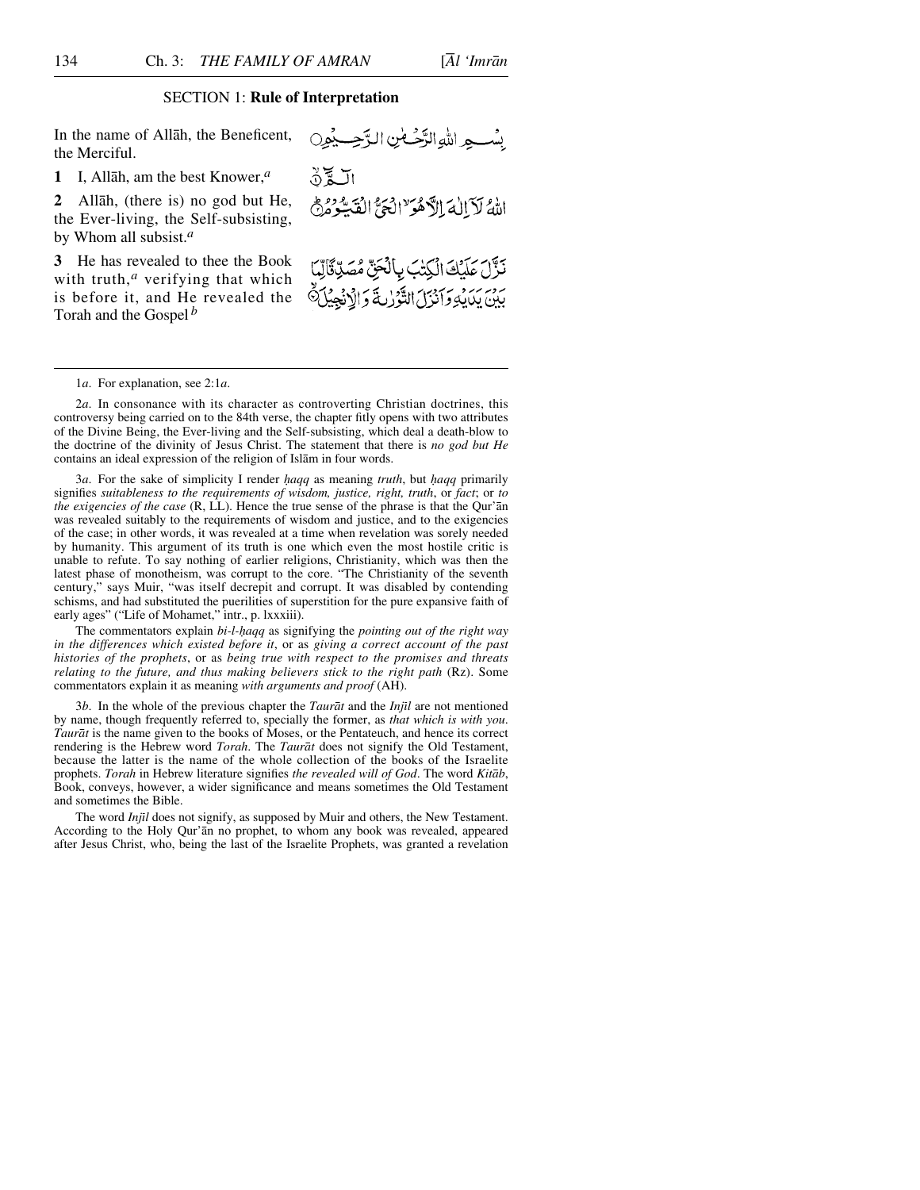## SECTION 1: **Rule of Interpretation**

In the name of Allāh, the Beneficent, the Merciful.

بِسْمِ اللّٰهِ الرَّحْمٰنِ الرَّحِيْمِ

**1** I, Allāh, am the best Knower,[a]

الٓمّٓ ۟ۙ

**2** Allāh, (there is) no god but He, the Ever-living, the Self-subsisting, by Whom all subsist.[a]

اللّٰهُ لَآ اِلٰهَ اِلَّا هُوَ ۙ الْحَیُّ الْقَیُّوْمُ ؕ

**3** He has revealed to thee the Book with truth,[a] verifying that which is before it, and He revealed the Torah and the Gospel[b]

نَزَّلَ عَلَیْكَ الْكِتٰبَ بِالْحَقِّ مُصَدِّقًا لِّمَا بَیْنَ یَدَیْهِ وَ اَنْزَلَ التَّوْرٰىةَ وَ الْاِنْجِیْلَ ۙ

---

1*a*. For explanation, see 2:1*a*.

2*a*. In consonance with its character as controverting Christian doctrines, this controversy being carried on to the 84th verse, the chapter fitly opens with two attributes of the Divine Being, the Ever-living and the Self-subsisting, which deal a death-blow to the doctrine of the divinity of Jesus Christ. The statement that there is *no god but He* contains an ideal expression of the religion of Islām in four words.

3*a*. For the sake of simplicity I render *ḥaqq* as meaning *truth*, but *ḥaqq* primarily signifies *suitableness to the requirements of wisdom, justice, right, truth*, or *fact*; or *to the exigencies of the case* (R, LL). Hence the true sense of the phrase is that the Qur'ān was revealed suitably to the requirements of wisdom and justice, and to the exigencies of the case; in other words, it was revealed at a time when revelation was sorely needed by humanity. This argument of its truth is one which even the most hostile critic is unable to refute. To say nothing of earlier religions, Christianity, which was then the latest phase of monotheism, was corrupt to the core. "The Christianity of the seventh century," says Muir, "was itself decrepit and corrupt. It was disabled by contending schisms, and had substituted the puerilities of superstition for the pure expansive faith of early ages" ("Life of Mohamet," intr., p. lxxxiii).

The commentators explain *bi-l-ḥaqq* as signifying the *pointing out of the right way in the differences which existed before it*, or as *giving a correct account of the past histories of the prophets*, or as *being true with respect to the promises and threats relating to the future, and thus making believers stick to the right path* (Rz). Some commentators explain it as meaning *with arguments and proof* (AH).

3*b*. In the whole of the previous chapter the *Taurāt* and the *Injīl* are not mentioned by name, though frequently referred to, specially the former, as *that which is with you*. *Taurāt* is the name given to the books of Moses, or the Pentateuch, and hence its correct rendering is the Hebrew word *Torah*. The *Taurāt* does not signify the Old Testament, because the latter is the name of the whole collection of the books of the Israelite prophets. *Torah* in Hebrew literature signifies *the revealed will of God*. The word *Kitāb*, Book, conveys, however, a wider significance and means sometimes the Old Testament and sometimes the Bible.

The word *Injīl* does not signify, as supposed by Muir and others, the New Testament. According to the Holy Qur'ān no prophet, to whom any book was revealed, appeared after Jesus Christ, who, being the last of the Israelite Prophets, was granted a revelation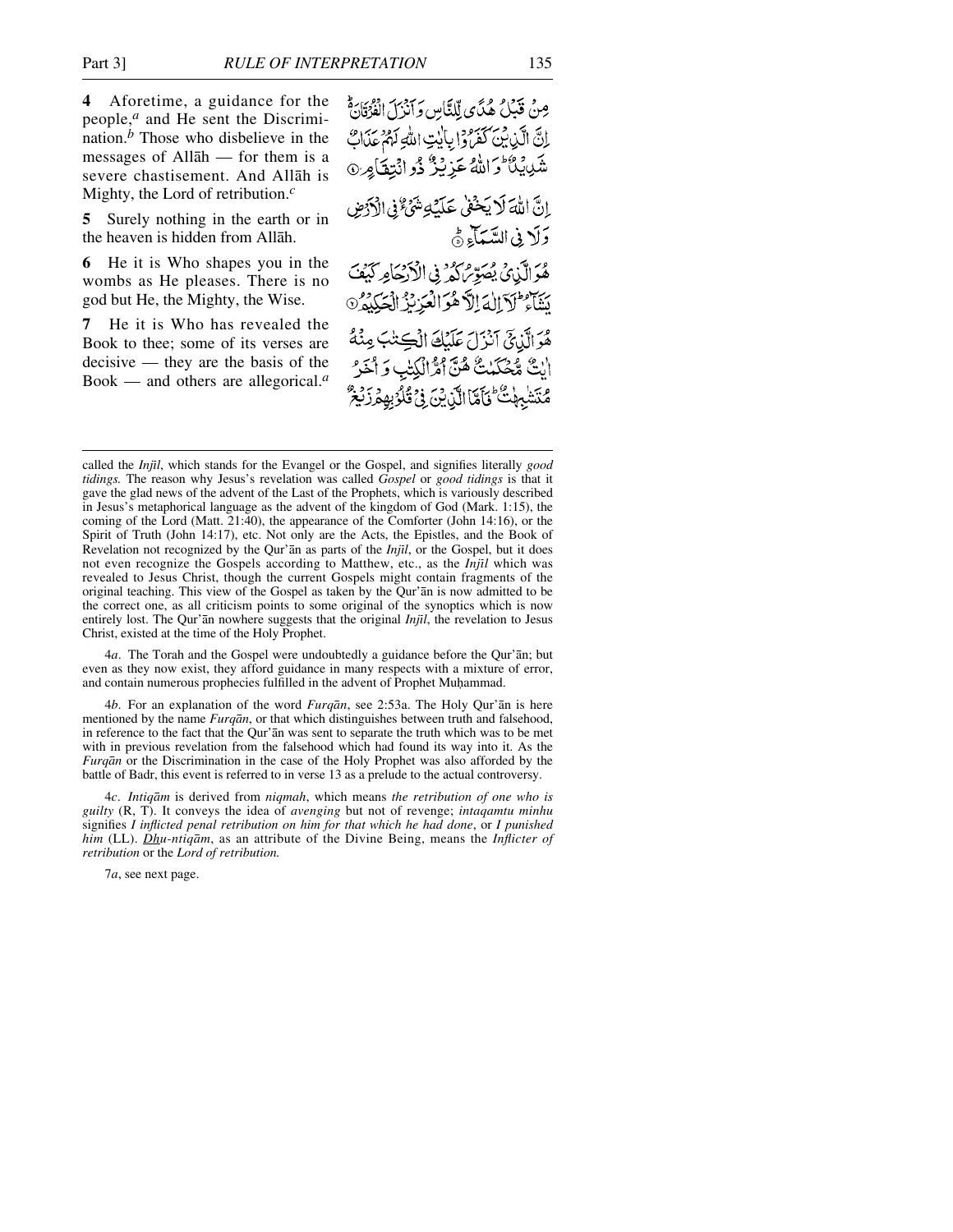**4** Aforetime, a guidance for the people,[a] and He sent the Discrimination.[b] Those who disbelieve in the messages of Allāh — for them is a severe chastisement. And Allāh is Mighty, the Lord of retribution.[c]

مِنْ قَبْلُ هُدًى لِّلنَّاسِ وَ اَنْزَلَ الْفُرْقَانَ ۬ؕ اِنَّ الَّذِیْنَ كَفَرُوْا بِاٰیٰتِ اللّٰهِ لَهُمْ عَذَابٌ شَدِیْدٌ ؕ وَ اللّٰهُ عَزِیْزٌ ذُو انْتِقَامٍ ۝

**5** Surely nothing in the earth or in the heaven is hidden from Allāh.

اِنَّ اللّٰهَ لَا یَخْفٰی عَلَیْهِ شَیْءٌ فِی الْاَرْضِ وَ لَا فِی السَّمَآءِ ؕ۝

**6** He it is Who shapes you in the wombs as He pleases. There is no god but He, the Mighty, the Wise.

هُوَ الَّذِیْ یُصَوِّرُكُمْ فِی الْاَرْحَامِ كَیْفَ یَشَآءُ ؕ لَاۤ اِلٰهَ اِلَّا هُوَ الْعَزِیْزُ الْحَكِیْمُ ۝

**7** He it is Who has revealed the Book to thee; some of its verses are decisive — they are the basis of the Book — and others are allegorical.[a]

هُوَ الَّذِیْۤ اَنْزَلَ عَلَیْكَ الْكِتٰبَ مِنْهُ اٰیٰتٌ مُّحْكَمٰتٌ هُنَّ اُمُّ الْكِتٰبِ وَ اُخَرُ مُتَشٰبِهٰتٌ ؕ فَاَمَّا الَّذِیْنَ فِیْ قُلُوْبِهِمْ زَیْغٌ

---

called the *Injīl*, which stands for the Evangel or the Gospel, and signifies literally *good tidings*. The reason why Jesus's revelation was called *Gospel* or *good tidings* is that it gave the glad news of the advent of the Last of the Prophets, which is variously described in Jesus's metaphorical language as the advent of the kingdom of God (Mark. 1:15), the coming of the Lord (Matt. 21:40), the appearance of the Comforter (John 14:16), or the Spirit of Truth (John 14:17), etc. Not only are the Acts, the Epistles, and the Book of Revelation not recognized by the Qur'ān as parts of the *Injīl*, or the Gospel, but it does not even recognize the Gospels according to Matthew, etc., as the *Injīl* which was revealed to Jesus Christ, though the current Gospels might contain fragments of the original teaching. This view of the Gospel as taken by the Qur'ān is now admitted to be the correct one, as all criticism points to some original of the synoptics which is now entirely lost. The Qur'ān nowhere suggests that the original *Injīl*, the revelation to Jesus Christ, existed at the time of the Holy Prophet.

4*a*. The Torah and the Gospel were undoubtedly a guidance before the Qur'ān; but even as they now exist, they afford guidance in many respects with a mixture of error, and contain numerous prophecies fulfilled in the advent of Prophet Muḥammad.

4*b*. For an explanation of the word *Furqān*, see 2:53a. The Holy Qur'ān is here mentioned by the name *Furqān*, or that which distinguishes between truth and falsehood, in reference to the fact that the Qur'ān was sent to separate the truth which was to be met with in previous revelation from the falsehood which had found its way into it. As the *Furqān* or the Discrimination in the case of the Holy Prophet was also afforded by the battle of Badr, this event is referred to in verse 13 as a prelude to the actual controversy.

4*c*. *Intiqām* is derived from *niqmah*, which means *the retribution of one who is guilty* (R, T). It conveys the idea of *avenging* but not of revenge; *intaqamtu minhu* signifies *I inflicted penal retribution on him for that which he had done*, or *I punished him* (LL). *Dhu-ntiqām*, as an attribute of the Divine Being, means the *Inflicter of retribution* or the *Lord of retribution.*

7*a*, see next page.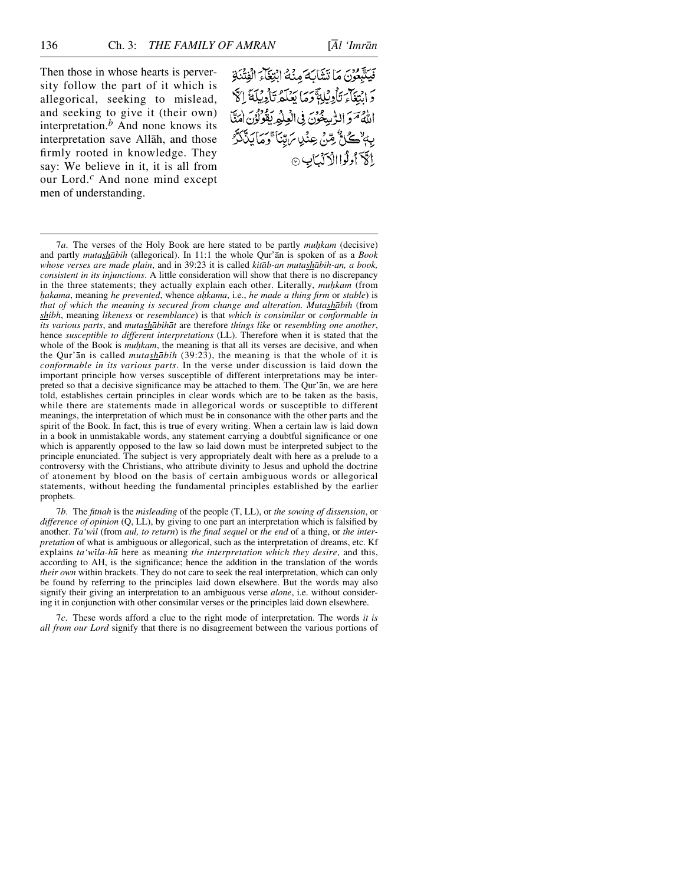Then those in whose hearts is perversity follow the part of it which is allegorical, seeking to mislead, and seeking to give it (their own) interpretation.[b] And none knows its interpretation save Allāh, and those firmly rooted in knowledge. They say: We believe in it, it is all from our Lord.[c] And none mind except men of understanding.

فَيَتَّبِعُونَ مَا تَشَابَهَ مِنْهُ ابْتِغَاءَ الْفِتْنَةِ وَ ابْتِغَاءَ تَأْوِيلِهِ ۚ وَمَا يَعْلَمُ تَأْوِيلَهُ إِلَّا اللَّهُ ۗ وَ الرَّاسِخُونَ فِي الْعِلْمِ يَقُولُونَ آمَنَّا بِهِ ۙ كُلٌّ مِّنْ عِندِ رَبِّنَا ۗ وَمَا يَذَّكَّرُ إِلَّا أُولُوا الْأَلْبَابِ ۝

---

7*a*. The verses of the Holy Book are here stated to be partly *muḥkam* (decisive) and partly *mutashābih* (allegorical). In 11:1 the whole Qur'ān is spoken of as a *Book whose verses are made plain*, and in 39:23 it is called *kitāb-an mutashābih-an, a book, consistent in its injunctions*. A little consideration will show that there is no discrepancy in the three statements; they actually explain each other. Literally, *muḥkam* (from *ḥakama*, meaning *he prevented*, whence *aḥkama*, i.e., *he made a thing firm* or *stable*) is *that of which the meaning is secured from change and alteration. Mutashābih* (from *shibh*, meaning *likeness* or *resemblance*) is that *which is consimilar* or *conformable in its various parts*, and *mutashābihāt* are therefore *things like* or *resembling one another*, hence *susceptible to different interpretations* (LL). Therefore when it is stated that the whole of the Book is *muḥkam*, the meaning is that all its verses are decisive, and when the Qur'ān is called *mutashābih* (39:23), the meaning is that the whole of it is *conformable in its various parts*. In the verse under discussion is laid down the important principle how verses susceptible of different interpretations may be interpreted so that a decisive significance may be attached to them. The Qur'ān, we are here told, establishes certain principles in clear words which are to be taken as the basis, while there are statements made in allegorical words or susceptible to different meanings, the interpretation of which must be in consonance with the other parts and the spirit of the Book. In fact, this is true of every writing. When a certain law is laid down in a book in unmistakable words, any statement carrying a doubtful significance or one which is apparently opposed to the law so laid down must be interpreted subject to the principle enunciated. The subject is very appropriately dealt with here as a prelude to a controversy with the Christians, who attribute divinity to Jesus and uphold the doctrine of atonement by blood on the basis of certain ambiguous words or allegorical statements, without heeding the fundamental principles established by the earlier prophets.

7*b*. The *fitnah* is the *misleading* of the people (T, LL), or *the sowing of dissension*, or *difference of opinion* (Q, LL), by giving to one part an interpretation which is falsified by another. *Ta'wīl* (from *aul, to return*) is *the final sequel* or *the end* of a thing, or *the interpretation* of what is ambiguous or allegorical, such as the interpretation of dreams, etc. Kf explains *ta'wīla-hū* here as meaning *the interpretation which they desire*, and this, according to AH, is the significance; hence the addition in the translation of the words *their own* within brackets. They do not care to seek the real interpretation, which can only be found by referring to the principles laid down elsewhere. But the words may also signify their giving an interpretation to an ambiguous verse *alone*, i.e. without considering it in conjunction with other consimilar verses or the principles laid down elsewhere.

7*c*. These words afford a clue to the right mode of interpretation. The words *it is all from our Lord* signify that there is no disagreement between the various portions of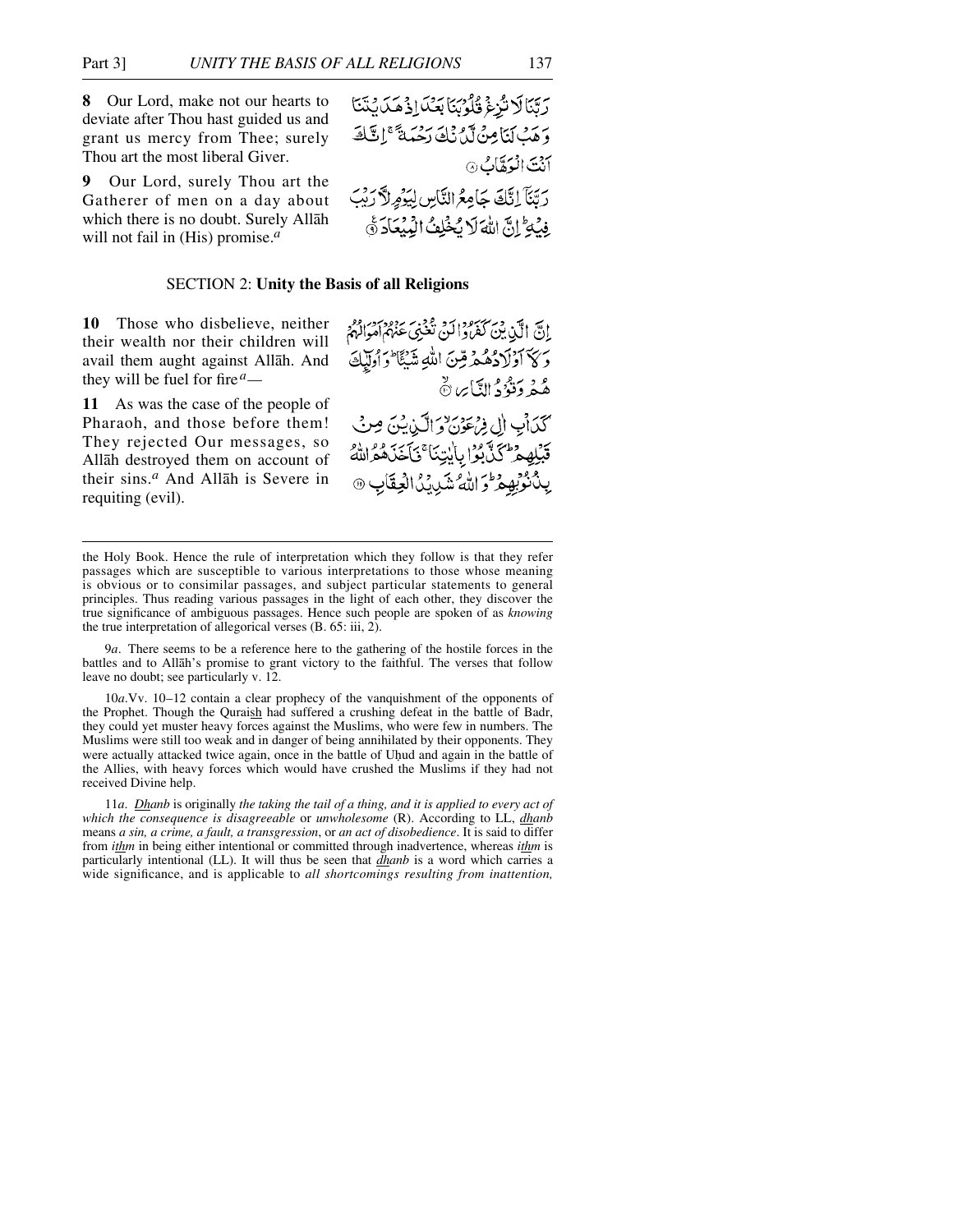**8** Our Lord, make not our hearts to deviate after Thou hast guided us and grant us mercy from Thee; surely Thou art the most liberal Giver.

رَبَّنَا لَا تُزِغْ قُلُوبَنَا بَعْدَ إِذْ هَدَيْتَنَا وَهَبْ لَنَا مِن لَّدُنكَ رَحْمَةً ۚ إِنَّكَ أَنتَ الْوَهَّابُ ﴿٨﴾

**9** Our Lord, surely Thou art the Gatherer of men on a day about which there is no doubt. Surely Allāh will not fail in (His) promise.[a]

رَبَّنَا إِنَّكَ جَامِعُ النَّاسِ لِيَوْمٍ لَّا رَيْبَ فِيهِ ۚ إِنَّ اللَّهَ لَا يُخْلِفُ الْمِيعَادَ ﴿٩﴾

## SECTION 2: Unity the Basis of all Religions

**10** Those who disbelieve, neither their wealth nor their children will avail them aught against Allāh. And they will be fuel for fire[a]—

إِنَّ الَّذِينَ كَفَرُوا لَن تُغْنِيَ عَنْهُمْ أَمْوَالُهُمْ وَلَا أَوْلَادُهُم مِّنَ اللَّهِ شَيْئًا ۖ وَأُولَٰئِكَ هُمْ وَقُودُ النَّارِ ﴿١٠﴾

**11** As was the case of the people of Pharaoh, and those before them! They rejected Our messages, so Allāh destroyed them on account of their sins.[a] And Allāh is Severe in requiting (evil).

كَدَأْبِ آلِ فِرْعَوْنَ وَالَّذِينَ مِن قَبْلِهِمْ ۚ كَذَّبُوا بِآيَاتِنَا فَأَخَذَهُمُ اللَّهُ بِذُنُوبِهِمْ ۗ وَاللَّهُ شَدِيدُ الْعِقَابِ ﴿١١﴾

---

the Holy Book. Hence the rule of interpretation which they follow is that they refer passages which are susceptible to various interpretations to those whose meaning is obvious or to consimilar passages, and subject particular statements to general principles. Thus reading various passages in the light of each other, they discover the true significance of ambiguous passages. Hence such people are spoken of as *knowing* the true interpretation of allegorical verses (B. 65: iii, 2).

9*a*. There seems to be a reference here to the gathering of the hostile forces in the battles and to Allāh's promise to grant victory to the faithful. The verses that follow leave no doubt; see particularly v. 12.

10*a*.Vv. 10–12 contain a clear prophecy of the vanquishment of the opponents of the Prophet. Though the Quraish had suffered a crushing defeat in the battle of Badr, they could yet muster heavy forces against the Muslims, who were few in numbers. The Muslims were still too weak and in danger of being annihilated by their opponents. They were actually attacked twice again, once in the battle of Uḥud and again in the battle of the Allies, with heavy forces which would have crushed the Muslims if they had not received Divine help.

11*a*. *Dhanb* is originally *the taking the tail of a thing, and it is applied to every act of which the consequence is disagreeable* or *unwholesome* (R). According to LL, *dhanb* means *a sin, a crime, a fault, a transgression*, or *an act of disobedience*. It is said to differ from *ithm* in being either intentional or committed through inadvertence, whereas *ithm* is particularly intentional (LL). It will thus be seen that *dhanb* is a word which carries a wide significance, and is applicable to *all shortcomings resulting from inattention,*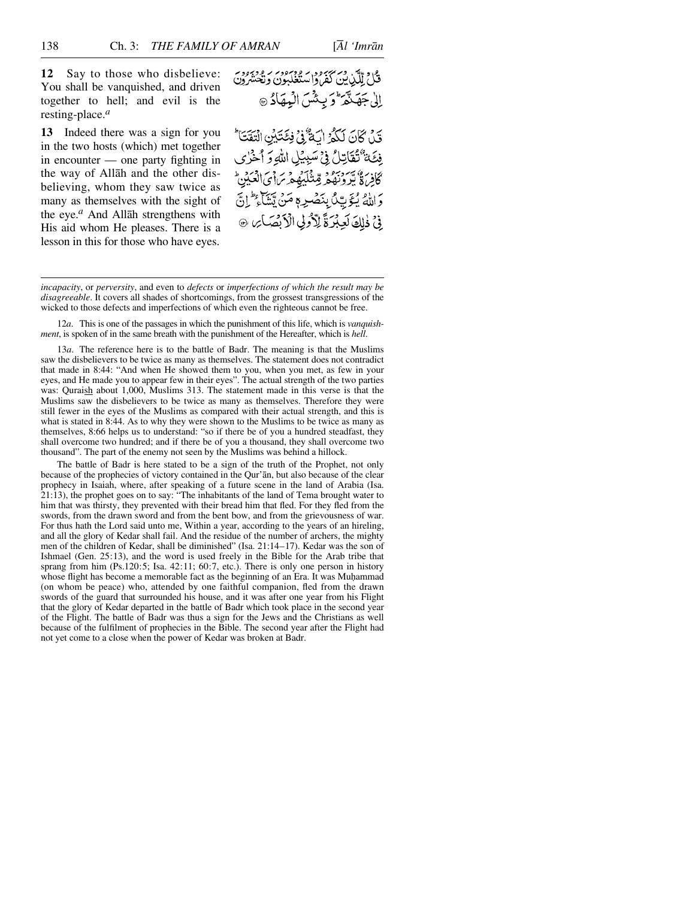**12** Say to those who disbelieve: You shall be vanquished, and driven together to hell; and evil is the resting-place.[a]

قُلْ لِّلَّذِيْنَ كَفَرُوْا سَتُغْلَبُوْنَ وَتُحْشَرُوْنَ اِلٰى جَهَنَّمَ ۭ وَبِئْسَ الْمِهَادُ ۝

**13** Indeed there was a sign for you in the two hosts (which) met together in encounter — one party fighting in the way of Allāh and the other disbelieving, whom they saw twice as many as themselves with the sight of the eye.[a] And Allāh strengthens with His aid whom He pleases. There is a lesson in this for those who have eyes.

قَدْ كَانَ لَكُمْ اٰيَةٌ فِيْ فِئَتَيْنِ الْتَقَتَا ۭ فِئَةٌ تُقَاتِلُ فِيْ سَبِيْلِ اللّٰهِ وَاُخْرٰى كَافِرَةٌ يَّرَوْنَهُمْ مِّثْلَيْهِمْ رَاْيَ الْعَيْنِ ۭ وَاللّٰهُ يُؤَيِّدُ بِنَصْرِهٖ مَنْ يَّشَاۗءُ ۭ اِنَّ فِيْ ذٰلِكَ لَعِبْرَةً لِّاُولِي الْاَبْصَارِ ۝

---

*incapacity*, or *perversity*, and even to *defects* or *imperfections of which the result may be disagreeable*. It covers all shades of shortcomings, from the grossest transgressions of the wicked to those defects and imperfections of which even the righteous cannot be free.

12*a*. This is one of the passages in which the punishment of this life, which is *vanquishment*, is spoken of in the same breath with the punishment of the Hereafter, which is *hell*.

13*a*. The reference here is to the battle of Badr. The meaning is that the Muslims saw the disbelievers to be twice as many as themselves. The statement does not contradict that made in 8:44: "And when He showed them to you, when you met, as few in your eyes, and He made you to appear few in their eyes". The actual strength of the two parties was: Quraish about 1,000, Muslims 313. The statement made in this verse is that the Muslims saw the disbelievers to be twice as many as themselves. Therefore they were still fewer in the eyes of the Muslims as compared with their actual strength, and this is what is stated in 8:44. As to why they were shown to the Muslims to be twice as many as themselves, 8:66 helps us to understand: "so if there be of you a hundred steadfast, they shall overcome two hundred; and if there be of you a thousand, they shall overcome two thousand". The part of the enemy not seen by the Muslims was behind a hillock.

The battle of Badr is here stated to be a sign of the truth of the Prophet, not only because of the prophecies of victory contained in the Qur'ān, but also because of the clear prophecy in Isaiah, where, after speaking of a future scene in the land of Arabia (Isa. 21:13), the prophet goes on to say: "The inhabitants of the land of Tema brought water to him that was thirsty, they prevented with their bread him that fled. For they fled from the swords, from the drawn sword and from the bent bow, and from the grievousness of war. For thus hath the Lord said unto me, Within a year, according to the years of an hireling, and all the glory of Kedar shall fail. And the residue of the number of archers, the mighty men of the children of Kedar, shall be diminished" (Isa. 21:14–17). Kedar was the son of Ishmael (Gen. 25:13), and the word is used freely in the Bible for the Arab tribe that sprang from him (Ps.120:5; Isa. 42:11; 60:7, etc.). There is only one person in history whose flight has become a memorable fact as the beginning of an Era. It was Muḥammad (on whom be peace) who, attended by one faithful companion, fled from the drawn swords of the guard that surrounded his house, and it was after one year from his Flight that the glory of Kedar departed in the battle of Badr which took place in the second year of the Flight. The battle of Badr was thus a sign for the Jews and the Christians as well because of the fulfilment of prophecies in the Bible. The second year after the Flight had not yet come to a close when the power of Kedar was broken at Badr.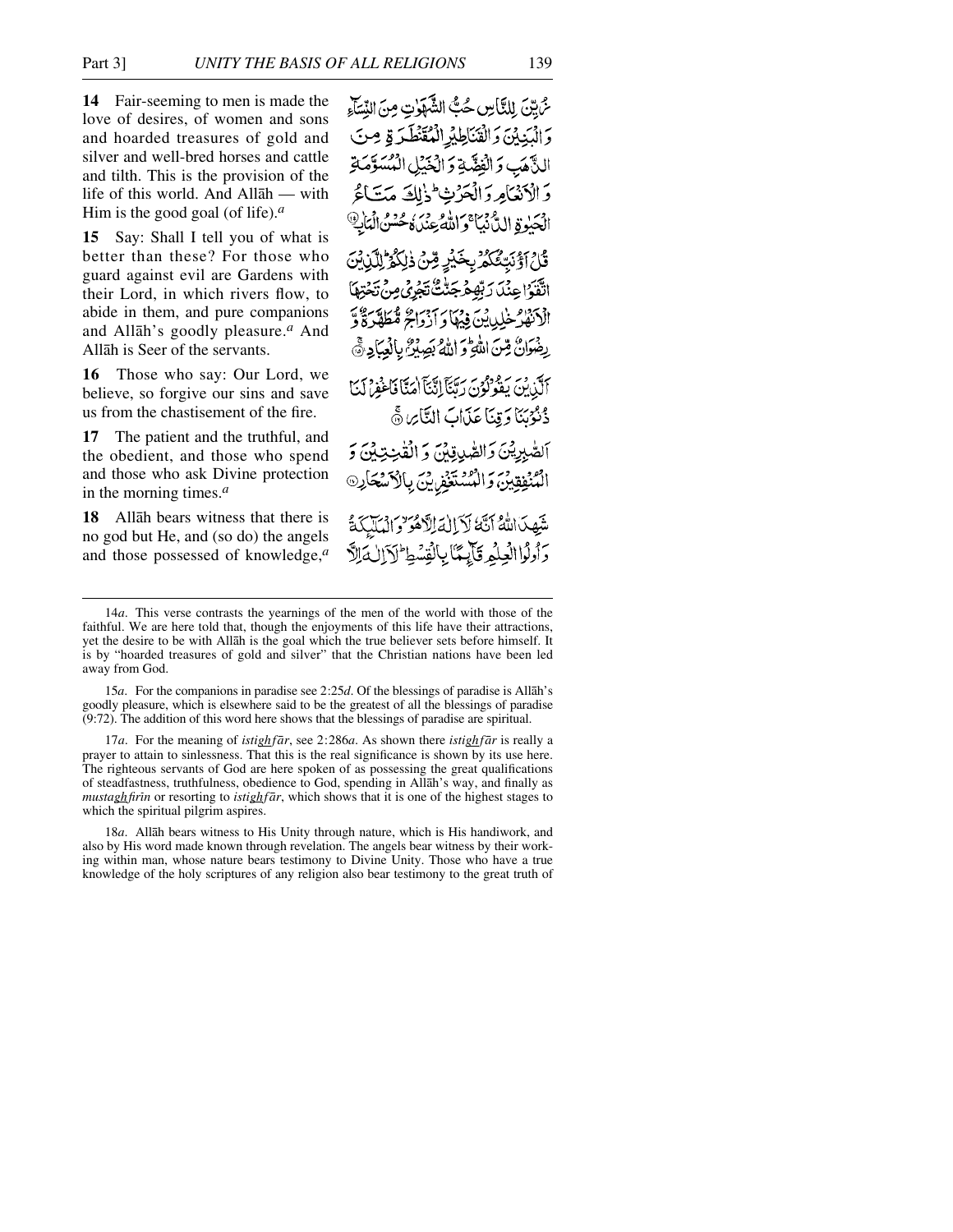**14** Fair-seeming to men is made the love of desires, of women and sons and hoarded treasures of gold and silver and well-bred horses and cattle and tilth. This is the provision of the life of this world. And Allāh — with Him is the good goal (of life).[a]

زُيِّنَ لِلنَّاسِ حُبُّ الشَّهَوٰتِ مِنَ النِّسَآءِ وَالْبَنِيْنَ وَالْقَنَاطِيْرِ الْمُقَنْطَرَةِ مِنَ الذَّهَبِ وَالْفِضَّةِ وَالْخَيْلِ الْمُسَوَّمَةِ وَالْأَنْعَامِ وَالْحَرْثِ ۗ ذٰلِكَ مَتَاعُ الْحَيٰوةِ الدُّنْيَا ۚ وَاللّٰهُ عِنْدَهٗ حُسْنُ الْمَاٰبِ ﴿۱۴﴾

**15** Say: Shall I tell you of what is better than these? For those who guard against evil are Gardens with their Lord, in which rivers flow, to abide in them, and pure companions and Allāh's goodly pleasure.[a] And Allāh is Seer of the servants.

قُلْ اَؤُنَبِّئُكُمْ بِخَيْرٍ مِّنْ ذٰلِكُمْ ۗ لِلَّذِيْنَ اتَّقَوْا عِنْدَ رَبِّهِمْ جَنّٰتٌ تَجْرِيْ مِنْ تَحْتِهَا الْاَنْهٰرُ خٰلِدِيْنَ فِيْهَا وَاَزْوَاجٌ مُّطَهَّرَةٌ وَّرِضْوَانٌ مِّنَ اللّٰهِ ۗ وَاللّٰهُ بَصِيْرٌۢ بِالْعِبَادِ ﴿۱۵﴾

**16** Those who say: Our Lord, we believe, so forgive our sins and save us from the chastisement of the fire.

اَلَّذِيْنَ يَقُوْلُوْنَ رَبَّنَآ اِنَّنَآ اٰمَنَّا فَاغْفِرْ لَنَا ذُنُوْبَنَا وَقِنَا عَذَابَ النَّارِ ﴿۱۶﴾

**17** The patient and the truthful, and the obedient, and those who spend and those who ask Divine protection in the morning times.[a]

اَلصّٰبِرِيْنَ وَالصّٰدِقِيْنَ وَالْقٰنِتِيْنَ وَالْمُنْفِقِيْنَ وَالْمُسْتَغْفِرِيْنَ بِالْاَسْحَارِ ﴿۱۷﴾

**18** Allāh bears witness that there is no god but He, and (so do) the angels and those possessed of knowledge,[a]

شَهِدَ اللّٰهُ اَنَّهٗ لَآ اِلٰهَ اِلَّا هُوَ ۙ وَالْمَلٰٓئِكَةُ وَاُولُوا الْعِلْمِ قَآئِمًاۢ بِالْقِسْطِ ۗ لَآ اِلٰهَ اِلَّا

---

14*a*. This verse contrasts the yearnings of the men of the world with those of the faithful. We are here told that, though the enjoyments of this life have their attractions, yet the desire to be with Allāh is the goal which the true believer sets before himself. It is by "hoarded treasures of gold and silver" that the Christian nations have been led away from God.

15*a*. For the companions in paradise see 2:25*d*. Of the blessings of paradise is Allāh's goodly pleasure, which is elsewhere said to be the greatest of all the blessings of paradise (9:72). The addition of this word here shows that the blessings of paradise are spiritual.

17*a*. For the meaning of *istighfār*, see 2:286*a*. As shown there *istighfār* is really a prayer to attain to sinlessness. That this is the real significance is shown by its use here. The righteous servants of God are here spoken of as possessing the great qualifications of steadfastness, truthfulness, obedience to God, spending in Allāh's way, and finally as *mustaghfirīn* or resorting to *istighfār*, which shows that it is one of the highest stages to which the spiritual pilgrim aspires.

18*a*. Allāh bears witness to His Unity through nature, which is His handiwork, and also by His word made known through revelation. The angels bear witness by their working within man, whose nature bears testimony to Divine Unity. Those who have a true knowledge of the holy scriptures of any religion also bear testimony to the great truth of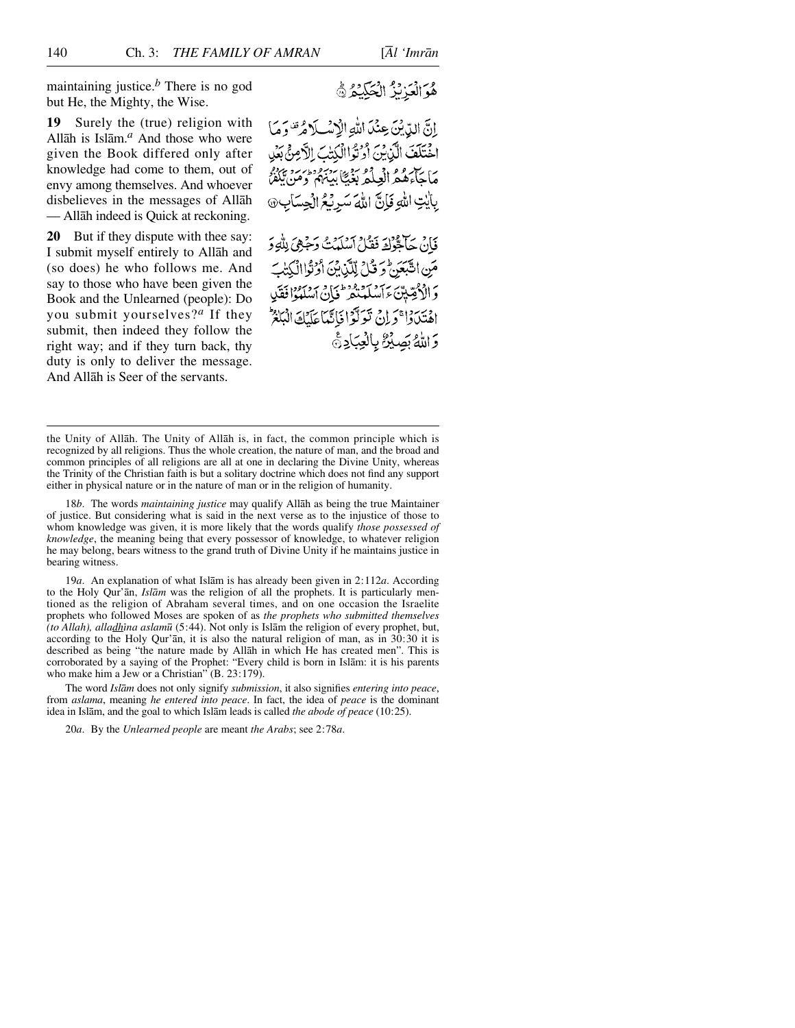maintaining justice.[b] There is no god but He, the Mighty, the Wise.

هُوَ الْعَزِيْزُ الْحَكِيْمُ ۞

**19** Surely the (true) religion with Allāh is Islām.[a] And those who were given the Book differed only after knowledge had come to them, out of envy among themselves. And whoever disbelieves in the messages of Allāh — Allāh indeed is Quick at reckoning.

إِنَّ الدِّيْنَ عِنْدَ اللّٰهِ الْإِسْلَامُ ۗ وَمَا اخْتَلَفَ الَّذِيْنَ أُوْتُوا الْكِتٰبَ إِلَّا مِنْۢ بَعْدِ مَا جَآءَهُمُ الْعِلْمُ بَغْيًا بَيْنَهُمْ ۗ وَمَنْ يَّكْفُرْ بِاٰيٰتِ اللّٰهِ فَإِنَّ اللّٰهَ سَرِيْعُ الْحِسَابِ ۞

**20** But if they dispute with thee say: I submit myself entirely to Allāh and (so does) he who follows me. And say to those who have been given the Book and the Unlearned (people): Do you submit yourselves?[a] If they submit, then indeed they follow the right way; and if they turn back, thy duty is only to deliver the message. And Allāh is Seer of the servants.

فَإِنْ حَآجُّوْكَ فَقُلْ أَسْلَمْتُ وَجْهِيَ لِلّٰهِ وَمَنِ اتَّبَعَنِ ۗ وَقُلْ لِّلَّذِيْنَ أُوْتُوا الْكِتٰبَ وَالْأُمِّيّٖنَ ءَأَسْلَمْتُمْ ۗ فَإِنْ أَسْلَمُوْا فَقَدِ اهْتَدَوْا ۚ وَإِنْ تَوَلَّوْا فَإِنَّمَا عَلَيْكَ الْبَلٰغُ ۗ وَاللّٰهُ بَصِيْرٌۢ بِالْعِبَادِ ۞

---

the Unity of Allāh. The Unity of Allāh is, in fact, the common principle which is recognized by all religions. Thus the whole creation, the nature of man, and the broad and common principles of all religions are all at one in declaring the Divine Unity, whereas the Trinity of the Christian faith is but a solitary doctrine which does not find any support either in physical nature or in the nature of man or in the religion of humanity.

18*b*. The words *maintaining justice* may qualify Allāh as being the true Maintainer of justice. But considering what is said in the next verse as to the injustice of those to whom knowledge was given, it is more likely that the words qualify *those possessed of knowledge*, the meaning being that every possessor of knowledge, to whatever religion he may belong, bears witness to the grand truth of Divine Unity if he maintains justice in bearing witness.

19*a*. An explanation of what Islām is has already been given in 2:112*a*. According to the Holy Qur'ān, *Islām* was the religion of all the prophets. It is particularly mentioned as the religion of Abraham several times, and on one occasion the Israelite prophets who followed Moses are spoken of as *the prophets who submitted themselves (to Allah), alladhina aslamū* (5:44). Not only is Islām the religion of every prophet, but, according to the Holy Qur'ān, it is also the natural religion of man, as in 30:30 it is described as being "the nature made by Allāh in which He has created men". This is corroborated by a saying of the Prophet: "Every child is born in Islām: it is his parents who make him a Jew or a Christian" (B. 23:179).

The word *Islām* does not only signify *submission*, it also signifies *entering into peace*, from *aslama*, meaning *he entered into peace*. In fact, the idea of *peace* is the dominant idea in Islām, and the goal to which Islām leads is called *the abode of peace* (10:25).

20*a*. By the *Unlearned people* are meant *the Arabs*; see 2:78*a*.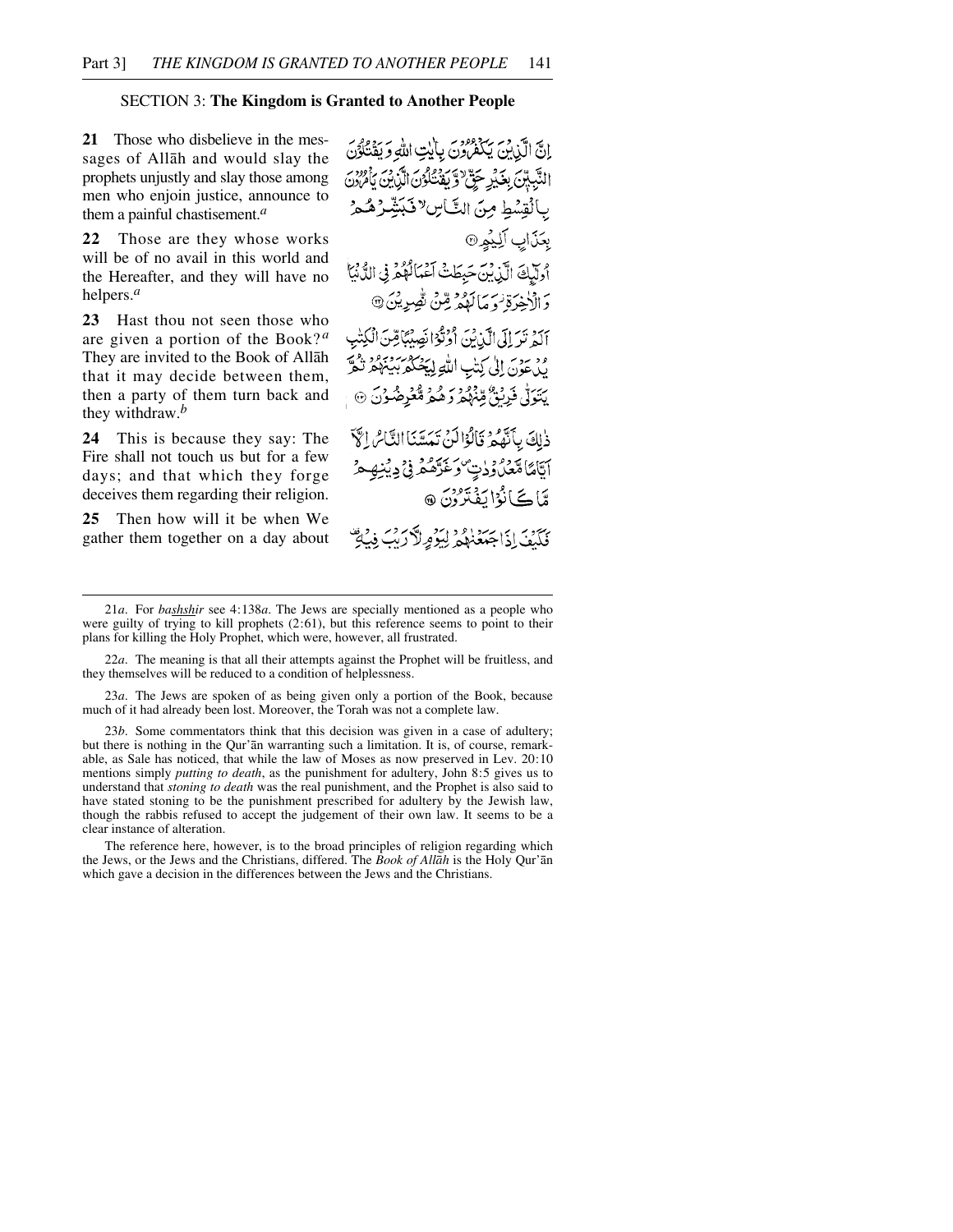## SECTION 3: **The Kingdom is Granted to Another People**

**21** Those who disbelieve in the messages of Allāh and would slay the prophets unjustly and slay those among men who enjoin justice, announce to them a painful chastisement.[a]

إِنَّ الَّذِينَ يَكْفُرُونَ بِآيَاتِ اللَّهِ وَيَقْتُلُونَ النَّبِيِّينَ بِغَيْرِ حَقٍّ وَيَقْتُلُونَ الَّذِينَ يَأْمُرُونَ بِالْقِسْطِ مِنَ النَّاسِ فَبَشِّرْهُم بِعَذَابٍ أَلِيمٍ ﴿٢١﴾

**22** Those are they whose works will be of no avail in this world and the Hereafter, and they will have no helpers.[a]

أُولَٰئِكَ الَّذِينَ حَبِطَتْ أَعْمَالُهُمْ فِي الدُّنْيَا وَالْآخِرَةِ وَمَا لَهُم مِّن نَّاصِرِينَ ﴿٢٢﴾

**23** Hast thou not seen those who are given a portion of the Book?[a] They are invited to the Book of Allāh that it may decide between them, then a party of them turn back and they withdraw.[b]

أَلَمْ تَرَ إِلَى الَّذِينَ أُوتُوا نَصِيبًا مِّنَ الْكِتَابِ يُدْعَوْنَ إِلَىٰ كِتَابِ اللَّهِ لِيَحْكُمَ بَيْنَهُمْ ثُمَّ يَتَوَلَّىٰ فَرِيقٌ مِّنْهُمْ وَهُم مُّعْرِضُونَ ﴿٢٣﴾

**24** This is because they say: The Fire shall not touch us but for a few days; and that which they forge deceives them regarding their religion.

ذَٰلِكَ بِأَنَّهُمْ قَالُوا لَن تَمَسَّنَا النَّارُ إِلَّا أَيَّامًا مَّعْدُودَاتٍ ۖ وَغَرَّهُمْ فِي دِينِهِم مَّا كَانُوا يَفْتَرُونَ ﴿٢٤﴾

**25** Then how will it be when We gather them together on a day about

فَكَيْفَ إِذَا جَمَعْنَاهُمْ لِيَوْمٍ لَّا رَيْبَ فِيهِ

---

21*a*. For *bashshir* see 4:138*a*. The Jews are specially mentioned as a people who were guilty of trying to kill prophets (2:61), but this reference seems to point to their plans for killing the Holy Prophet, which were, however, all frustrated.

22*a*. The meaning is that all their attempts against the Prophet will be fruitless, and they themselves will be reduced to a condition of helplessness.

23*a*. The Jews are spoken of as being given only a portion of the Book, because much of it had already been lost. Moreover, the Torah was not a complete law.

23*b*. Some commentators think that this decision was given in a case of adultery; but there is nothing in the Qur'ān warranting such a limitation. It is, of course, remarkable, as Sale has noticed, that while the law of Moses as now preserved in Lev. 20:10 mentions simply *putting to death*, as the punishment for adultery, John 8:5 gives us to understand that *stoning to death* was the real punishment, and the Prophet is also said to have stated stoning to be the punishment prescribed for adultery by the Jewish law, though the rabbis refused to accept the judgement of their own law. It seems to be a clear instance of alteration.

The reference here, however, is to the broad principles of religion regarding which the Jews, or the Jews and the Christians, differed. The *Book of Allāh* is the Holy Qur'ān which gave a decision in the differences between the Jews and the Christians.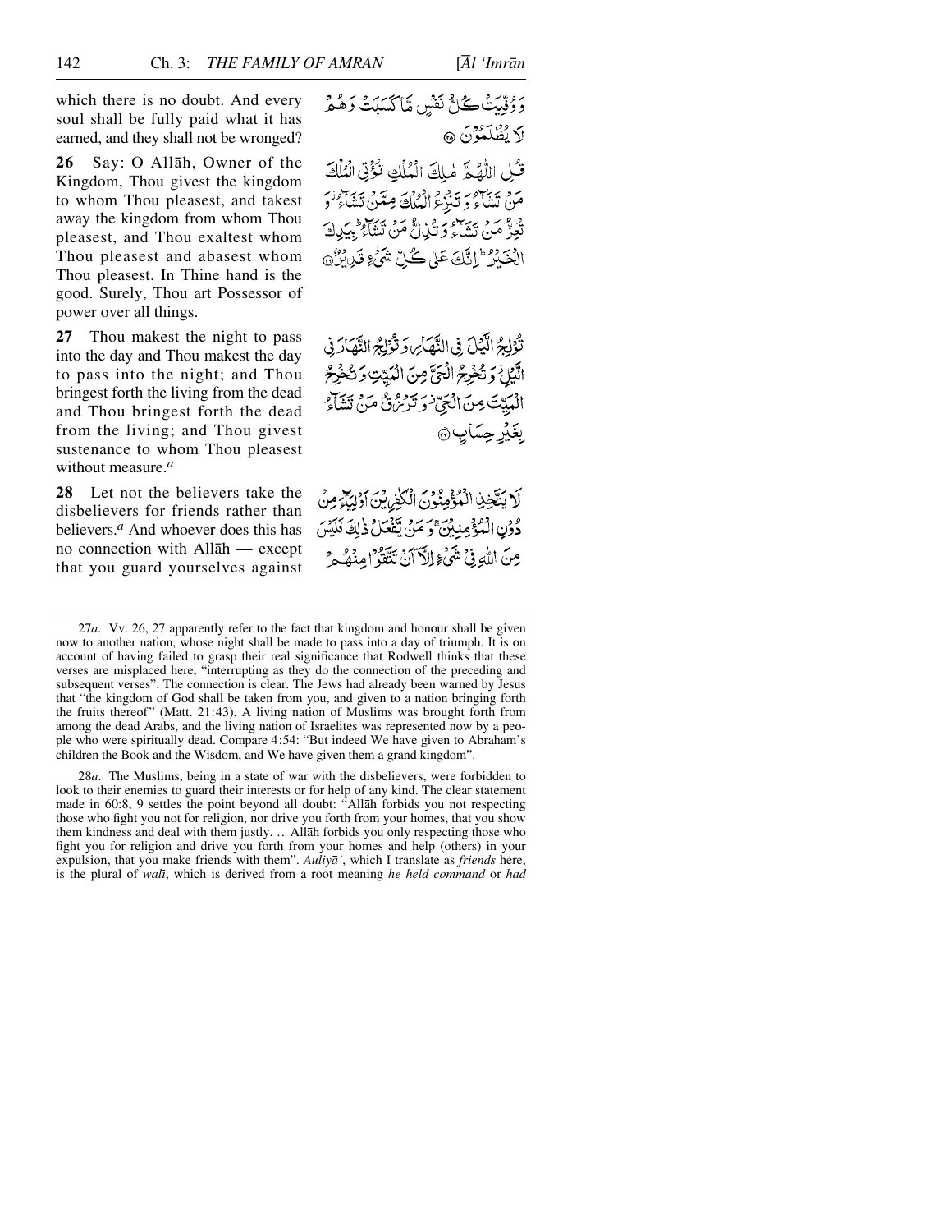which there is no doubt. And every soul shall be fully paid what it has earned, and they shall not be wronged?

وَوُفِّيَتْ كُلُّ نَفْسٍ مَّا كَسَبَتْ وَهُمْ لَا يُظْلَمُونَ ﴿٢٥﴾

**26** Say: O Allāh, Owner of the Kingdom, Thou givest the kingdom to whom Thou pleasest, and takest away the kingdom from whom Thou pleasest, and Thou exaltest whom Thou pleasest and abasest whom Thou pleasest. In Thine hand is the good. Surely, Thou art Possessor of power over all things.

قُلِ اللّٰهُمَّ مٰلِكَ الْمُلْكِ تُؤْتِي الْمُلْكَ مَنْ تَشَآءُ وَتَنْزِعُ الْمُلْكَ مِمَّنْ تَشَآءُ وَتُعِزُّ مَنْ تَشَآءُ وَتُذِلُّ مَنْ تَشَآءُ بِيَدِكَ الْخَيْرُ اِنَّكَ عَلٰى كُلِّ شَيْءٍ قَدِيْرٌ ﴿٢٦﴾

**27** Thou makest the night to pass into the day and Thou makest the day to pass into the night; and Thou bringest forth the living from the dead and Thou bringest forth the dead from the living; and Thou givest sustenance to whom Thou pleasest without measure.[a]

تُوْلِجُ الَّيْلَ فِي النَّهَارِ وَتُوْلِجُ النَّهَارَ فِي الَّيْلِ وَتُخْرِجُ الْحَيَّ مِنَ الْمَيِّتِ وَتُخْرِجُ الْمَيِّتَ مِنَ الْحَيِّ وَتَرْزُقُ مَنْ تَشَآءُ بِغَيْرِ حِسَابٍ ﴿٢٧﴾

**28** Let not the believers take the disbelievers for friends rather than believers.[a] And whoever does this has no connection with Allāh — except that you guard yourselves against

لَا يَتَّخِذِ الْمُؤْمِنُوْنَ الْكٰفِرِيْنَ اَوْلِيَآءَ مِنْ دُوْنِ الْمُؤْمِنِيْنَ وَمَنْ يَّفْعَلْ ذٰلِكَ فَلَيْسَ مِنَ اللّٰهِ فِيْ شَيْءٍ اِلَّآ اَنْ تَتَّقُوْا مِنْهُمْ

---

27*a*. Vv. 26, 27 apparently refer to the fact that kingdom and honour shall be given now to another nation, whose night shall be made to pass into a day of triumph. It is on account of having failed to grasp their real significance that Rodwell thinks that these verses are misplaced here, "interrupting as they do the connection of the preceding and subsequent verses". The connection is clear. The Jews had already been warned by Jesus that "the kingdom of God shall be taken from you, and given to a nation bringing forth the fruits thereof" (Matt. 21:43). A living nation of Muslims was brought forth from among the dead Arabs, and the living nation of Israelites was represented now by a people who were spiritually dead. Compare 4:54: "But indeed We have given to Abraham's children the Book and the Wisdom, and We have given them a grand kingdom".

28*a*. The Muslims, being in a state of war with the disbelievers, were forbidden to look to their enemies to guard their interests or for help of any kind. The clear statement made in 60:8, 9 settles the point beyond all doubt: "Allāh forbids you not respecting those who fight you not for religion, nor drive you forth from your homes, that you show them kindness and deal with them justly. .. Allāh forbids you only respecting those who fight you for religion and drive you forth from your homes and help (others) in your expulsion, that you make friends with them". *Auliyā'*, which I translate as *friends* here, is the plural of *walī*, which is derived from a root meaning *he held command* or *had*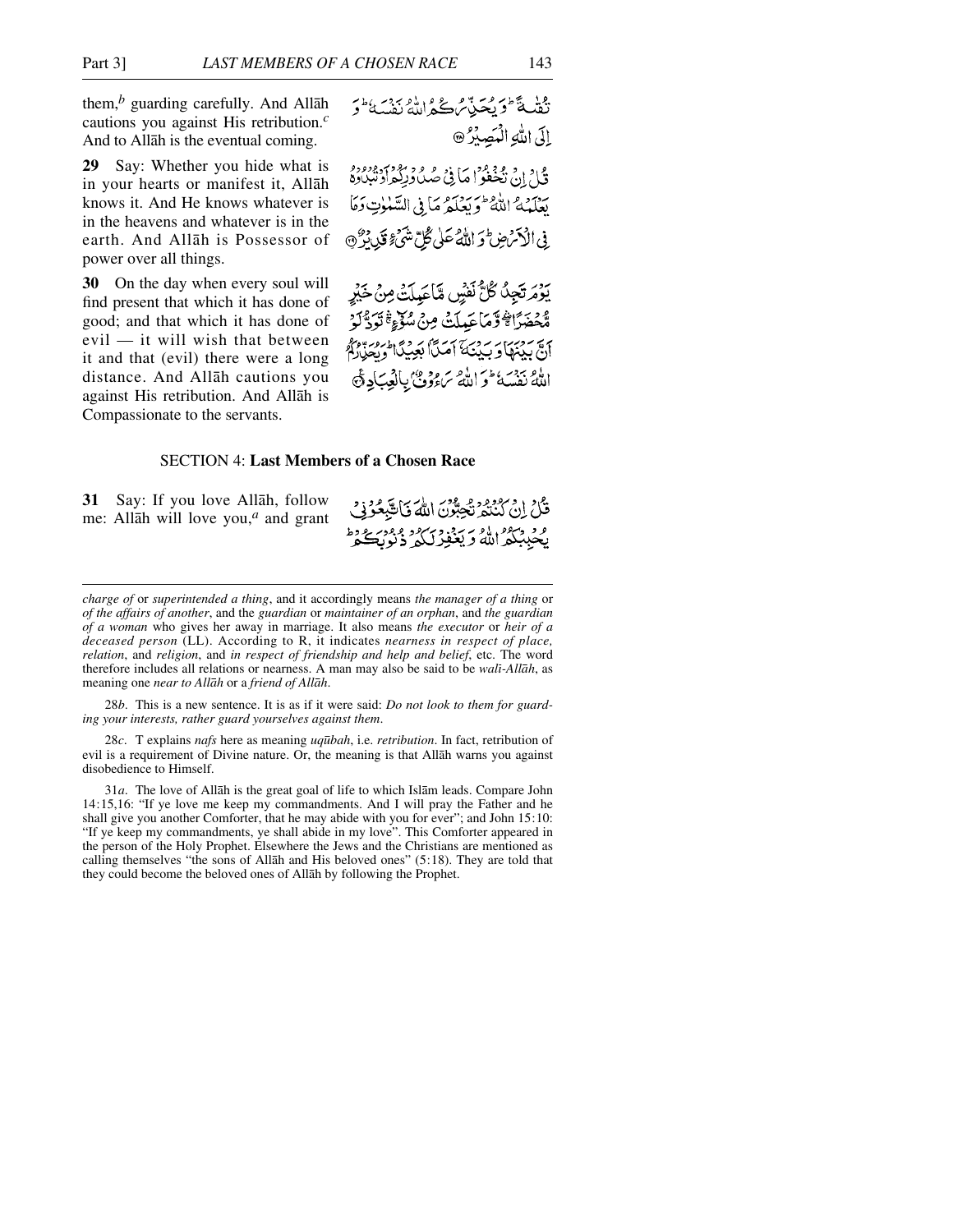them,[b] guarding carefully. And Allāh cautions you against His retribution.[c] And to Allāh is the eventual coming.

تُقٰىةً ۭ وَيُحَذِّرُكُمُ اللّٰهُ نَفْسَهٗ ۭ وَاِلَى اللّٰهِ الْمَصِيْرُ ﴿۲۸﴾

**29** Say: Whether you hide what is in your hearts or manifest it, Allāh knows it. And He knows whatever is in the heavens and whatever is in the earth. And Allāh is Possessor of power over all things.

قُلْ اِنْ تُخْفُوْا مَا فِيْ صُدُوْرِكُمْ اَوْ تُبْدُوْهُ يَعْلَمْهُ اللّٰهُ ۭ وَيَعْلَمُ مَا فِي السَّمٰوٰتِ وَمَا فِي الْاَرْضِ ۭ وَاللّٰهُ عَلٰي كُلِّ شَيْءٍ قَدِيْرٌ ﴿۲۹﴾

**30** On the day when every soul will find present that which it has done of good; and that which it has done of evil — it will wish that between it and that (evil) there were a long distance. And Allāh cautions you against His retribution. And Allāh is Compassionate to the servants.

يَوْمَ تَجِدُ كُلُّ نَفْسٍ مَّا عَمِلَتْ مِنْ خَيْرٍ مُّحْضَرًا ۚۖ وَّمَا عَمِلَتْ مِنْ سُوْۗءٍ ۚ تَوَدُّ لَوْ اَنَّ بَيْنَهَا وَبَيْنَهٗٓ اَمَدًۢا بَعِيْدًا ۭ وَيُحَذِّرُكُمُ اللّٰهُ نَفْسَهٗ ۭ وَاللّٰهُ رَءُوْفٌۢ بِالْعِبَادِ ﴿۳۰﴾

## SECTION 4: **Last Members of a Chosen Race**

**31** Say: If you love Allāh, follow me: Allāh will love you,[a] and grant

قُلْ اِنْ كُنْتُمْ تُحِبُّوْنَ اللّٰهَ فَاتَّبِعُوْنِيْ يُحْبِبْكُمُ اللّٰهُ وَيَغْفِرْ لَكُمْ ذُنُوْبَكُمْ ۭ

---

*charge of* or *superintended a thing*, and it accordingly means *the manager of a thing* or *of the affairs of another*, and the *guardian* or *maintainer of an orphan*, and *the guardian of a woman* who gives her away in marriage. It also means *the executor* or *heir of a deceased person* (LL). According to R, it indicates *nearness in respect of place, relation*, and *religion*, and *in respect of friendship and help and belief*, etc. The word therefore includes all relations or nearness. A man may also be said to be *walī-Allāh*, as meaning one *near to Allāh* or a *friend of Allāh*.

28*b*. This is a new sentence. It is as if it were said: *Do not look to them for guarding your interests, rather guard yourselves against them*.

28*c*. T explains *nafs* here as meaning *uqūbah*, i.e. *retribution*. In fact, retribution of evil is a requirement of Divine nature. Or, the meaning is that Allāh warns you against disobedience to Himself.

31*a*. The love of Allāh is the great goal of life to which Islām leads. Compare John 14:15,16: "If ye love me keep my commandments. And I will pray the Father and he shall give you another Comforter, that he may abide with you for ever"; and John 15:10: "If ye keep my commandments, ye shall abide in my love". This Comforter appeared in the person of the Holy Prophet. Elsewhere the Jews and the Christians are mentioned as calling themselves "the sons of Allāh and His beloved ones" (5:18). They are told that they could become the beloved ones of Allāh by following the Prophet.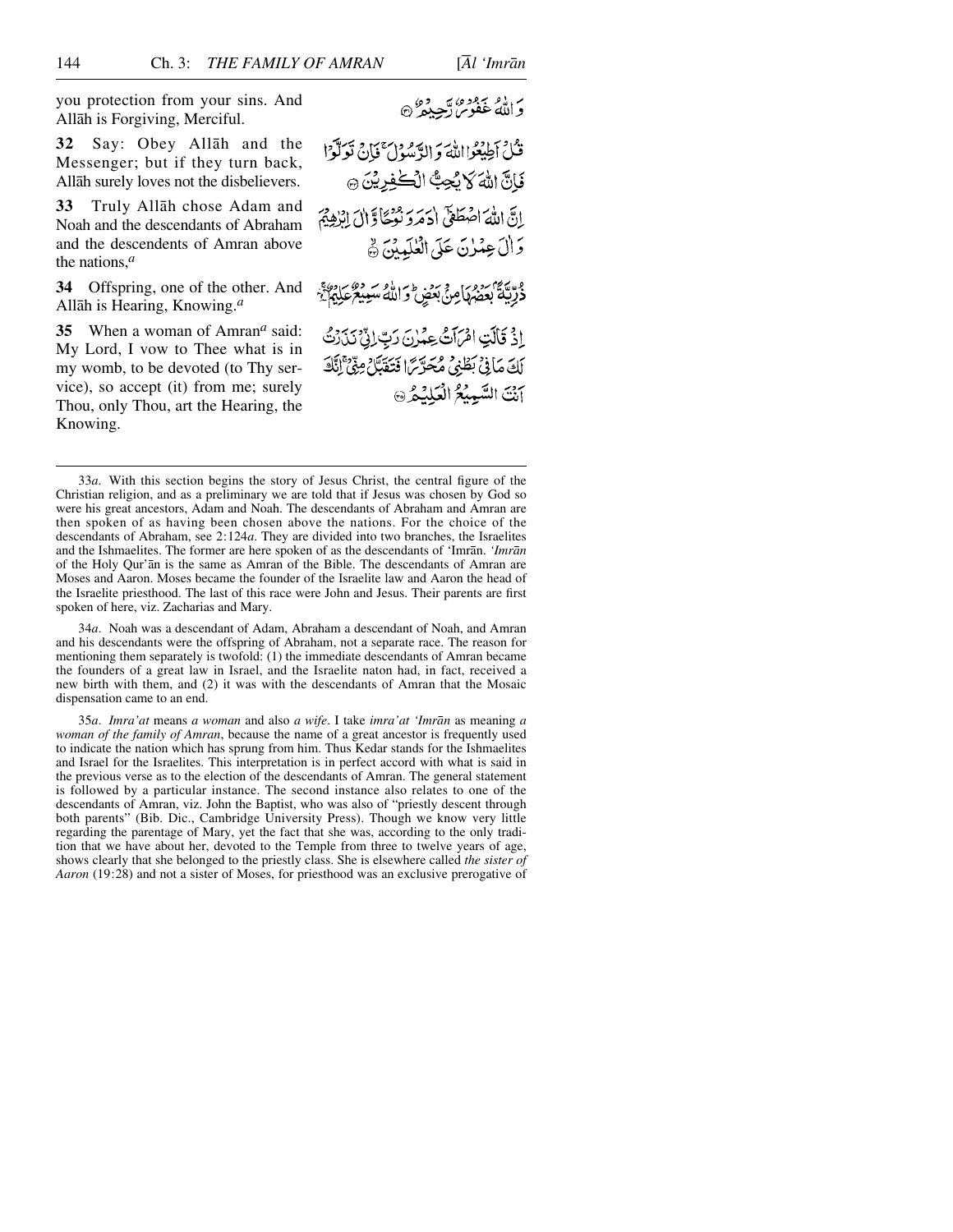you protection from your sins. And Allāh is Forgiving, Merciful.

وَاللّٰهُ غَفُوْرٌ رَّحِيْمٌ ﴿۳۱﴾

**32** Say: Obey Allāh and the Messenger; but if they turn back, Allāh surely loves not the disbelievers.

قُلْ اَطِيْعُوا اللّٰهَ وَالرَّسُوْلَ ۚ فَاِنْ تَوَلَّوْا فَاِنَّ اللّٰهَ لَا يُحِبُّ الْكٰفِرِيْنَ ﴿۳۲﴾

**33** Truly Allāh chose Adam and Noah and the descendants of Abraham and the descendents of Amran above the nations,[a]

اِنَّ اللّٰهَ اصْطَفٰۤى اٰدَمَ وَنُوْحًا وَّاٰلَ اِبْرٰهِيْمَ وَاٰلَ عِمْرٰنَ عَلَى الْعٰلَمِيْنَ ﴿۳۳﴾

**34** Offspring, one of the other. And Allāh is Hearing, Knowing.[a]

ذُرِّيَّةً بَعْضُهَا مِنْۢ بَعْضٍ ؕ وَاللّٰهُ سَمِيْعٌ عَلِيْمٌ ﴿۳۴﴾

**35** When a woman of Amran[a] said: My Lord, I vow to Thee what is in my womb, to be devoted (to Thy service), so accept (it) from me; surely Thou, only Thou, art the Hearing, the Knowing.

اِذْ قَالَتِ امْرَاَتُ عِمْرٰنَ رَبِّ اِنِّىْ نَذَرْتُ لَكَ مَا فِىْ بَطْنِىْ مُحَرَّرًا فَتَقَبَّلْ مِنِّىْ ۚ اِنَّكَ اَنْتَ السَّمِيْعُ الْعَلِيْمُ ﴿۳۵﴾

---

33*a*. With this section begins the story of Jesus Christ, the central figure of the Christian religion, and as a preliminary we are told that if Jesus was chosen by God so were his great ancestors, Adam and Noah. The descendants of Abraham and Amran are then spoken of as having been chosen above the nations. For the choice of the descendants of Abraham, see 2:124*a*. They are divided into two branches, the Israelites and the Ishmaelites. The former are here spoken of as the descendants of 'Imrān. *'Imrān* of the Holy Qur'ān is the same as Amran of the Bible. The descendants of Amran are Moses and Aaron. Moses became the founder of the Israelite law and Aaron the head of the Israelite priesthood. The last of this race were John and Jesus. Their parents are first spoken of here, viz. Zacharias and Mary.

34*a*. Noah was a descendant of Adam, Abraham a descendant of Noah, and Amran and his descendants were the offspring of Abraham, not a separate race. The reason for mentioning them separately is twofold: (1) the immediate descendants of Amran became the founders of a great law in Israel, and the Israelite naton had, in fact, received a new birth with them, and (2) it was with the descendants of Amran that the Mosaic dispensation came to an end.

35*a*. *Imra'at* means *a woman* and also *a wife*. I take *imra'at 'Imrān* as meaning *a woman of the family of Amran*, because the name of a great ancestor is frequently used to indicate the nation which has sprung from him. Thus Kedar stands for the Ishmaelites and Israel for the Israelites. This interpretation is in perfect accord with what is said in the previous verse as to the election of the descendants of Amran. The general statement is followed by a particular instance. The second instance also relates to one of the descendants of Amran, viz. John the Baptist, who was also of "priestly descent through both parents" (Bib. Dic., Cambridge University Press). Though we know very little regarding the parentage of Mary, yet the fact that she was, according to the only tradition that we have about her, devoted to the Temple from three to twelve years of age, shows clearly that she belonged to the priestly class. She is elsewhere called *the sister of Aaron* (19:28) and not a sister of Moses, for priesthood was an exclusive prerogative of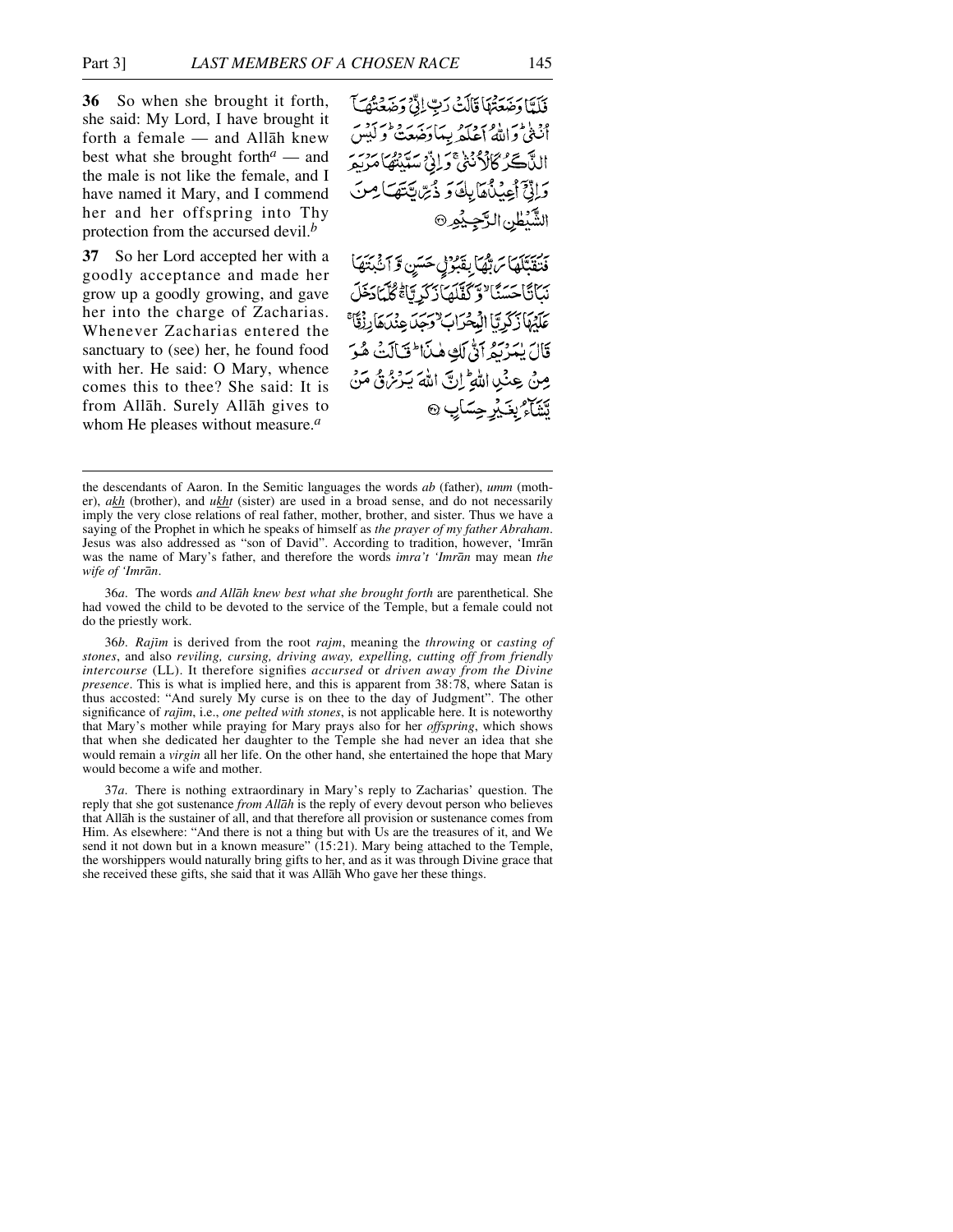**36** So when she brought it forth, she said: My Lord, I have brought it forth a female — and Allāh knew best what she brought forth[a] — and the male is not like the female, and I have named it Mary, and I commend her and her offspring into Thy protection from the accursed devil.[b]

فَلَمَّا وَضَعَتْهَا قَالَتْ رَبِّ إِنِّيْ وَضَعْتُهَآ أُنْثٰى ۗ وَاللّٰهُ أَعْلَمُ بِمَا وَضَعَتْ ۗ وَلَيْسَ الذَّكَرُ كَالْأُنْثٰى ۚ وَإِنِّيْ سَمَّيْتُهَا مَرْيَمَ وَإِنِّيْٓ أُعِيْذُهَا بِكَ وَذُرِّيَّتَهَا مِنَ الشَّيْطٰنِ الرَّجِيْمِ ﴿٣٦﴾

**37** So her Lord accepted her with a goodly acceptance and made her grow up a goodly growing, and gave her into the charge of Zacharias. Whenever Zacharias entered the sanctuary to (see) her, he found food with her. He said: O Mary, whence comes this to thee? She said: It is from Allāh. Surely Allāh gives to whom He pleases without measure.[a]

فَتَقَبَّلَهَا رَبُّهَا بِقَبُوْلٍ حَسَنٍ وَّأَنْۢبَتَهَا نَبَاتًا حَسَنًا ۙ وَّكَفَّلَهَا زَكَرِيَّا ۚ كُلَّمَا دَخَلَ عَلَيْهَا زَكَرِيَّا الْمِحْرَابَ ۙ وَجَدَ عِنْدَهَا رِزْقًا ۚ قَالَ يٰمَرْيَمُ أَنّٰى لَكِ هٰذَا ۖ قَالَتْ هُوَ مِنْ عِنْدِ اللّٰهِ ۖ إِنَّ اللّٰهَ يَرْزُقُ مَنْ يَّشَآءُ بِغَيْرِ حِسَابٍ ﴿٣٧﴾

---

the descendants of Aaron. In the Semitic languages the words *ab* (father), *umm* (mother), *akh* (brother), and *ukht* (sister) are used in a broad sense, and do not necessarily imply the very close relations of real father, mother, brother, and sister. Thus we have a saying of the Prophet in which he speaks of himself as *the prayer of my father Abraham*. Jesus was also addressed as "son of David". According to tradition, however, 'Imrān was the name of Mary's father, and therefore the words *imra't 'Imrān* may mean *the wife of 'Imrān*.

36*a*. The words *and Allāh knew best what she brought forth* are parenthetical. She had vowed the child to be devoted to the service of the Temple, but a female could not do the priestly work.

36*b*. *Rajīm* is derived from the root *rajm*, meaning the *throwing* or *casting of stones*, and also *reviling, cursing, driving away, expelling, cutting off from friendly intercourse* (LL). It therefore signifies *accursed* or *driven away from the Divine presence*. This is what is implied here, and this is apparent from 38:78, where Satan is thus accosted: "And surely My curse is on thee to the day of Judgment". The other significance of *rajīm*, i.e., *one pelted with stones*, is not applicable here. It is noteworthy that Mary's mother while praying for Mary prays also for her *offspring*, which shows that when she dedicated her daughter to the Temple she had never an idea that she would remain a *virgin* all her life. On the other hand, she entertained the hope that Mary would become a wife and mother.

37*a*. There is nothing extraordinary in Mary's reply to Zacharias' question. The reply that she got sustenance *from Allāh* is the reply of every devout person who believes that Allāh is the sustainer of all, and that therefore all provision or sustenance comes from Him. As elsewhere: "And there is not a thing but with Us are the treasures of it, and We send it not down but in a known measure" (15:21). Mary being attached to the Temple, the worshippers would naturally bring gifts to her, and as it was through Divine grace that she received these gifts, she said that it was Allāh Who gave her these things.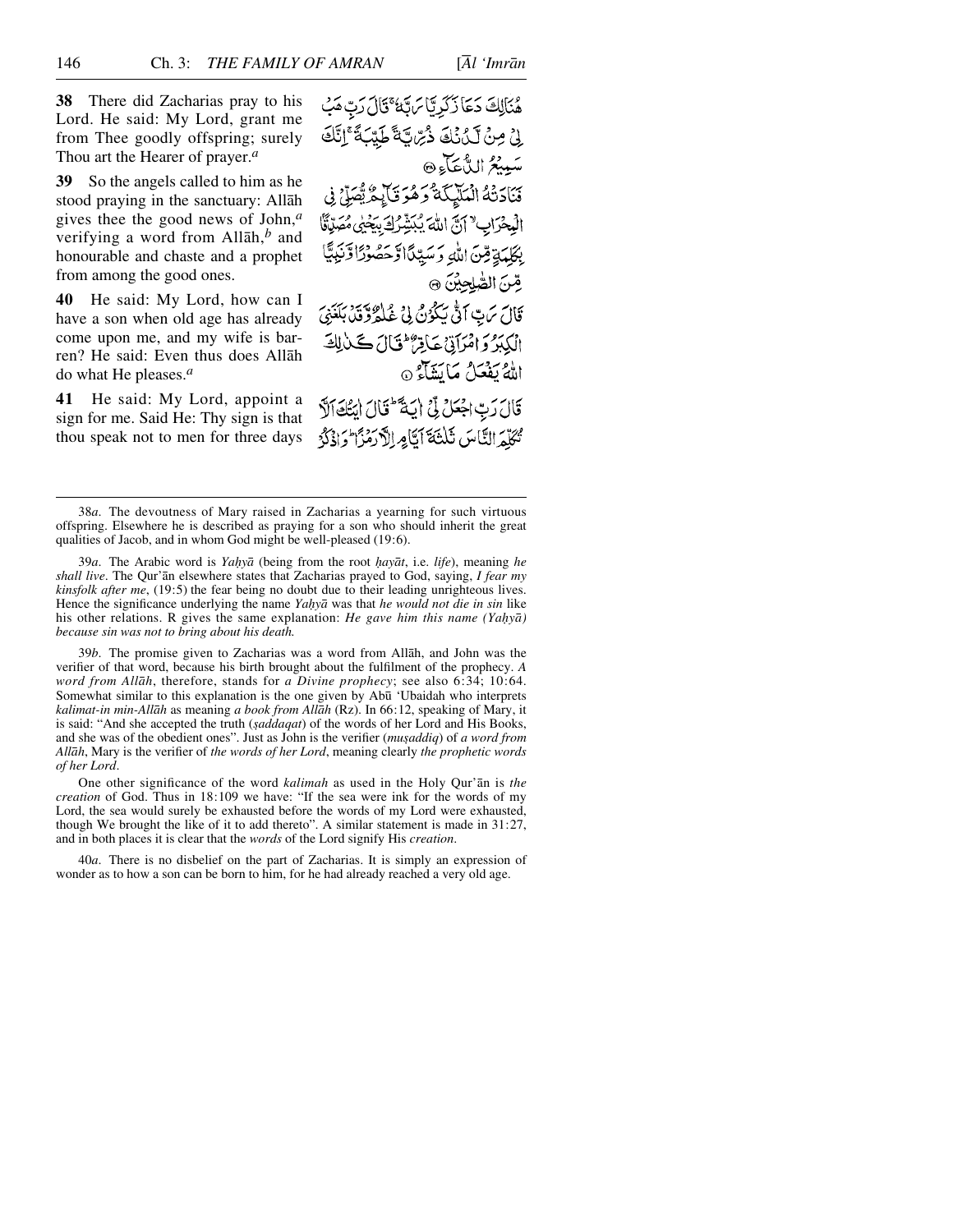**38** There did Zacharias pray to his Lord. He said: My Lord, grant me from Thee goodly offspring; surely Thou art the Hearer of prayer.[a]

**39** So the angels called to him as he stood praying in the sanctuary: Allāh gives thee the good news of John,[a] verifying a word from Allāh,[b] and honourable and chaste and a prophet from among the good ones.

**40** He said: My Lord, how can I have a son when old age has already come upon me, and my wife is barren? He said: Even thus does Allāh do what He pleases.[a]

**41** He said: My Lord, appoint a sign for me. Said He: Thy sign is that thou speak not to men for three days

هُنَالِكَ دَعَا زَكَرِيَّا رَبَّهُ ۖ قَالَ رَبِّ هَبْ لِي مِن لَّدُنكَ ذُرِّيَّةً طَيِّبَةً ۖ إِنَّكَ سَمِيعُ الدُّعَاءِ ﴿٣٨﴾

فَنَادَتْهُ الْمَلَائِكَةُ وَهُوَ قَائِمٌ يُصَلِّي فِي الْمِحْرَابِ أَنَّ اللَّهَ يُبَشِّرُكَ بِيَحْيَىٰ مُصَدِّقًا بِكَلِمَةٍ مِّنَ اللَّهِ وَسَيِّدًا وَحَصُورًا وَنَبِيًّا مِّنَ الصَّالِحِينَ ﴿٣٩﴾

قَالَ رَبِّ أَنَّىٰ يَكُونُ لِي غُلَامٌ وَقَدْ بَلَغَنِيَ الْكِبَرُ وَامْرَأَتِي عَاقِرٌ ۖ قَالَ كَذَٰلِكَ اللَّهُ يَفْعَلُ مَا يَشَاءُ ﴿٤٠﴾

قَالَ رَبِّ اجْعَل لِّي آيَةً ۖ قَالَ آيَتُكَ أَلَّا تُكَلِّمَ النَّاسَ ثَلَاثَةَ أَيَّامٍ إِلَّا رَمْزًا ۗ وَاذْكُر

---

38*a*. The devoutness of Mary raised in Zacharias a yearning for such virtuous offspring. Elsewhere he is described as praying for a son who should inherit the great qualities of Jacob, and in whom God might be well-pleased (19:6).

39*a*. The Arabic word is *Yaḥyā* (being from the root *ḥayāt*, i.e. *life*), meaning *he shall live*. The Qur'ān elsewhere states that Zacharias prayed to God, saying, *I fear my kinsfolk after me*, (19:5) the fear being no doubt due to their leading unrighteous lives. Hence the significance underlying the name *Yaḥyā* was that *he would not die in sin* like his other relations. R gives the same explanation: *He gave him this name (Yaḥyā) because sin was not to bring about his death.*

39*b*. The promise given to Zacharias was a word from Allāh, and John was the verifier of that word, because his birth brought about the fulfilment of the prophecy. *A word from Allāh*, therefore, stands for *a Divine prophecy*; see also 6:34; 10:64. Somewhat similar to this explanation is the one given by Abū 'Ubaidah who interprets *kalimat-in min-Allāh* as meaning *a book from Allāh* (Rz). In 66:12, speaking of Mary, it is said: "And she accepted the truth (*ṣaddaqat*) of the words of her Lord and His Books, and she was of the obedient ones". Just as John is the verifier (*muṣaddiq*) of *a word from Allāh*, Mary is the verifier of *the words of her Lord*, meaning clearly *the prophetic words of her Lord*.

One other significance of the word *kalimah* as used in the Holy Qur'ān is *the creation* of God. Thus in 18:109 we have: "If the sea were ink for the words of my Lord, the sea would surely be exhausted before the words of my Lord were exhausted, though We brought the like of it to add thereto". A similar statement is made in 31:27, and in both places it is clear that the *words* of the Lord signify His *creation*.

40*a*. There is no disbelief on the part of Zacharias. It is simply an expression of wonder as to how a son can be born to him, for he had already reached a very old age.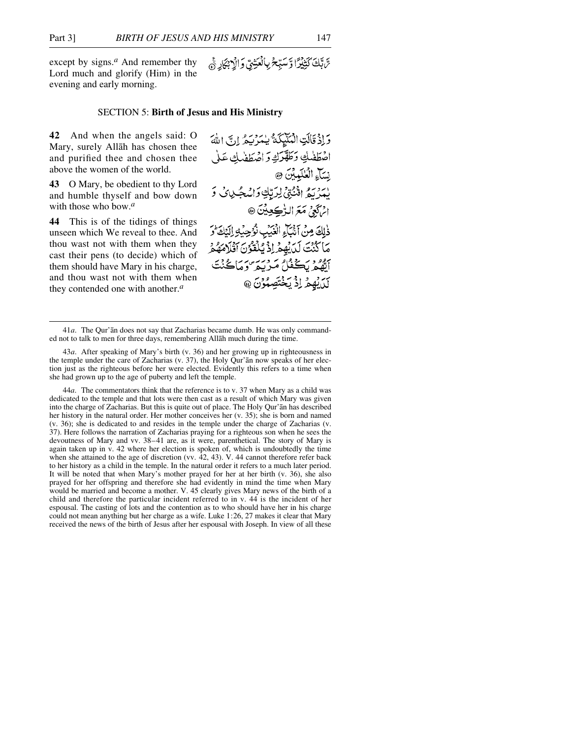except by signs.[a] And remember thy Lord much and glorify (Him) in the evening and early morning.

رَّبَّكَ كَثِيْرًا وَّ سَبِّحْ بِالْعَشِيِّ وَ الْاِبْكَارِ ۟

## SECTION 5: **Birth of Jesus and His Ministry**

**42** And when the angels said: O Mary, surely Allāh has chosen thee and purified thee and chosen thee above the women of the world.

وَ اِذْ قَالَتِ الْمَلٰٓئِكَةُ يٰمَرْيَمُ اِنَّ اللّٰهَ اصْطَفٰكِ وَ طَهَّرَكِ وَ اصْطَفٰكِ عَلٰى نِسَآءِ الْعٰلَمِيْنَ ۟

**43** O Mary, be obedient to thy Lord and humble thyself and bow down with those who bow.[a]

يٰمَرْيَمُ اقْنُتِيْ لِرَبِّكِ وَ اسْجُدِيْ وَ ارْكَعِيْ مَعَ الرّٰكِعِيْنَ ۟

**44** This is of the tidings of things unseen which We reveal to thee. And thou wast not with them when they cast their pens (to decide) which of them should have Mary in his charge, and thou wast not with them when they contended one with another.[a]

ذٰلِكَ مِنْ اَنْۢبَآءِ الْغَيْبِ نُوْحِيْهِ اِلَيْكَ ؕ وَ مَا كُنْتَ لَدَيْهِمْ اِذْ يُلْقُوْنَ اَقْلَامَهُمْ اَيُّهُمْ يَكْفُلُ مَرْيَمَ ۪ وَ مَا كُنْتَ لَدَيْهِمْ اِذْ يَخْتَصِمُوْنَ ۟

---

41*a*. The Qur'ān does not say that Zacharias became dumb. He was only commanded not to talk to men for three days, remembering Allāh much during the time.

43*a*. After speaking of Mary's birth (v. 36) and her growing up in righteousness in the temple under the care of Zacharias (v. 37), the Holy Qur'ān now speaks of her election just as the righteous before her were elected. Evidently this refers to a time when she had grown up to the age of puberty and left the temple.

44*a*. The commentators think that the reference is to v. 37 when Mary as a child was dedicated to the temple and that lots were then cast as a result of which Mary was given into the charge of Zacharias. But this is quite out of place. The Holy Qur'ān has described her history in the natural order. Her mother conceives her (v. 35); she is born and named (v. 36); she is dedicated to and resides in the temple under the charge of Zacharias (v. 37). Here follows the narration of Zacharias praying for a righteous son when he sees the devoutness of Mary and vv. 38–41 are, as it were, parenthetical. The story of Mary is again taken up in v. 42 where her election is spoken of, which is undoubtedly the time when she attained to the age of discretion (vv. 42, 43). V. 44 cannot therefore refer back to her history as a child in the temple. In the natural order it refers to a much later period. It will be noted that when Mary's mother prayed for her at her birth (v. 36), she also prayed for her offspring and therefore she had evidently in mind the time when Mary would be married and become a mother. V. 45 clearly gives Mary news of the birth of a child and therefore the particular incident referred to in v. 44 is the incident of her espousal. The casting of lots and the contention as to who should have her in his charge could not mean anything but her charge as a wife. Luke 1:26, 27 makes it clear that Mary received the news of the birth of Jesus after her espousal with Joseph. In view of all these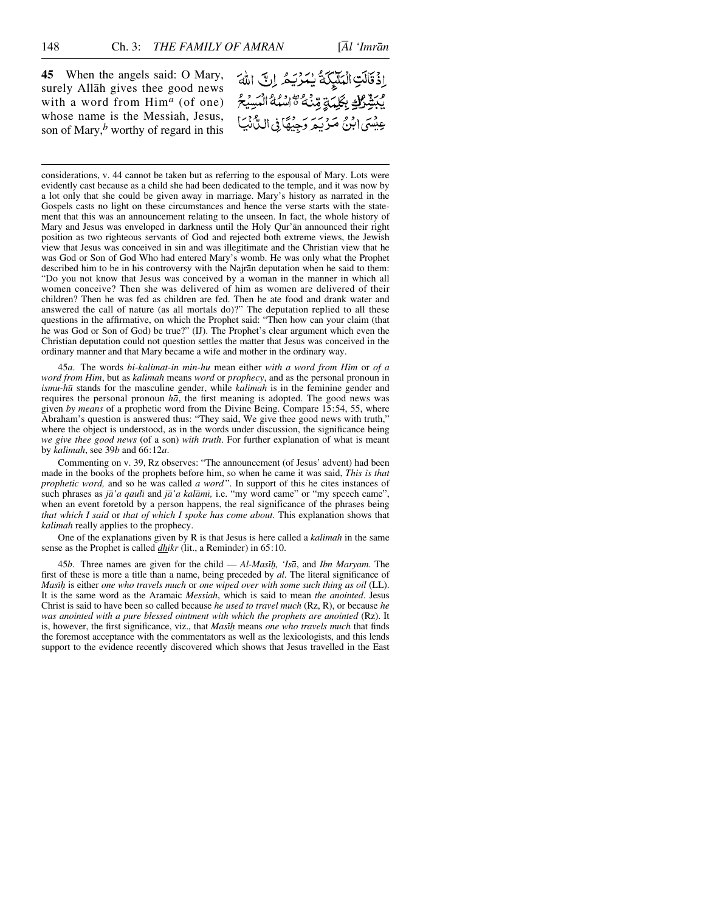**45** When the angels said: O Mary, surely Allāh gives thee good news with a word from Him[a] (of one) whose name is the Messiah, Jesus, son of Mary,[b] worthy of regard in this

إِذْ قَالَتِ الْمَلٰٓئِكَةُ يٰمَرْيَمُ إِنَّ اللّٰهَ يُبَشِّرُكِ بِكَلِمَةٍ مِّنْهُ ۖ اسْمُهُ الْمَسِيْحُ عِيْسَى ابْنُ مَرْيَمَ وَجِيْهًا فِى الدُّنْيَا

---

considerations, v. 44 cannot be taken but as referring to the espousal of Mary. Lots were evidently cast because as a child she had been dedicated to the temple, and it was now by a lot only that she could be given away in marriage. Mary's history as narrated in the Gospels casts no light on these circumstances and hence the verse starts with the statement that this was an announcement relating to the unseen. In fact, the whole history of Mary and Jesus was enveloped in darkness until the Holy Qur'ān announced their right position as two righteous servants of God and rejected both extreme views, the Jewish view that Jesus was conceived in sin and was illegitimate and the Christian view that he was God or Son of God Who had entered Mary's womb. He was only what the Prophet described him to be in his controversy with the Najrān deputation when he said to them: "Do you not know that Jesus was conceived by a woman in the manner in which all women conceive? Then she was delivered of him as women are delivered of their children? Then he was fed as children are fed. Then he ate food and drank water and answered the call of nature (as all mortals do)?" The deputation replied to all these questions in the affirmative, on which the Prophet said: "Then how can your claim (that he was God or Son of God) be true?" (IJ). The Prophet's clear argument which even the Christian deputation could not question settles the matter that Jesus was conceived in the ordinary manner and that Mary became a wife and mother in the ordinary way.

45*a*. The words *bi-kalimat-in min-hu* mean either *with a word from Him* or *of a word from Him*, but as *kalimah* means *word* or *prophecy*, and as the personal pronoun in *ismu-hū* stands for the masculine gender, while *kalimah* is in the feminine gender and requires the personal pronoun *hā*, the first meaning is adopted. The good news was given *by means* of a prophetic word from the Divine Being. Compare 15:54, 55, where Abraham's question is answered thus: "They said, We give thee good news with truth," where the object is understood, as in the words under discussion, the significance being *we give thee good news* (of a son) *with truth*. For further explanation of what is meant by *kalimah*, see 39*b* and 66:12*a*.

Commenting on v. 39, Rz observes: "The announcement (of Jesus' advent) had been made in the books of the prophets before him, so when he came it was said, *This is that prophetic word,* and so he was called *a word*". In support of this he cites instances of such phrases as *jā'a qaulī* and *jā'a kalāmī,* i.e. "my word came" or "my speech came", when an event foretold by a person happens, the real significance of the phrases being *that which I said* or *that of which I spoke has come about.* This explanation shows that *kalimah* really applies to the prophecy.

One of the explanations given by R is that Jesus is here called a *kalimah* in the same sense as the Prophet is called *dhikr* (lit., a Reminder) in 65:10.

45*b*. Three names are given for the child — *Al-Masīḥ, 'Isā*, and *Ibn Maryam*. The first of these is more a title than a name, being preceded by *al*. The literal significance of *Masīḥ* is either *one who travels much* or *one wiped over with some such thing as oil* (LL). It is the same word as the Aramaic *Messiah*, which is said to mean *the anointed*. Jesus Christ is said to have been so called because *he used to travel much* (Rz, R), or because *he was anointed with a pure blessed ointment with which the prophets are anointed* (Rz). It is, however, the first significance, viz., that *Masīḥ* means *one who travels much* that finds the foremost acceptance with the commentators as well as the lexicologists, and this lends support to the evidence recently discovered which shows that Jesus travelled in the East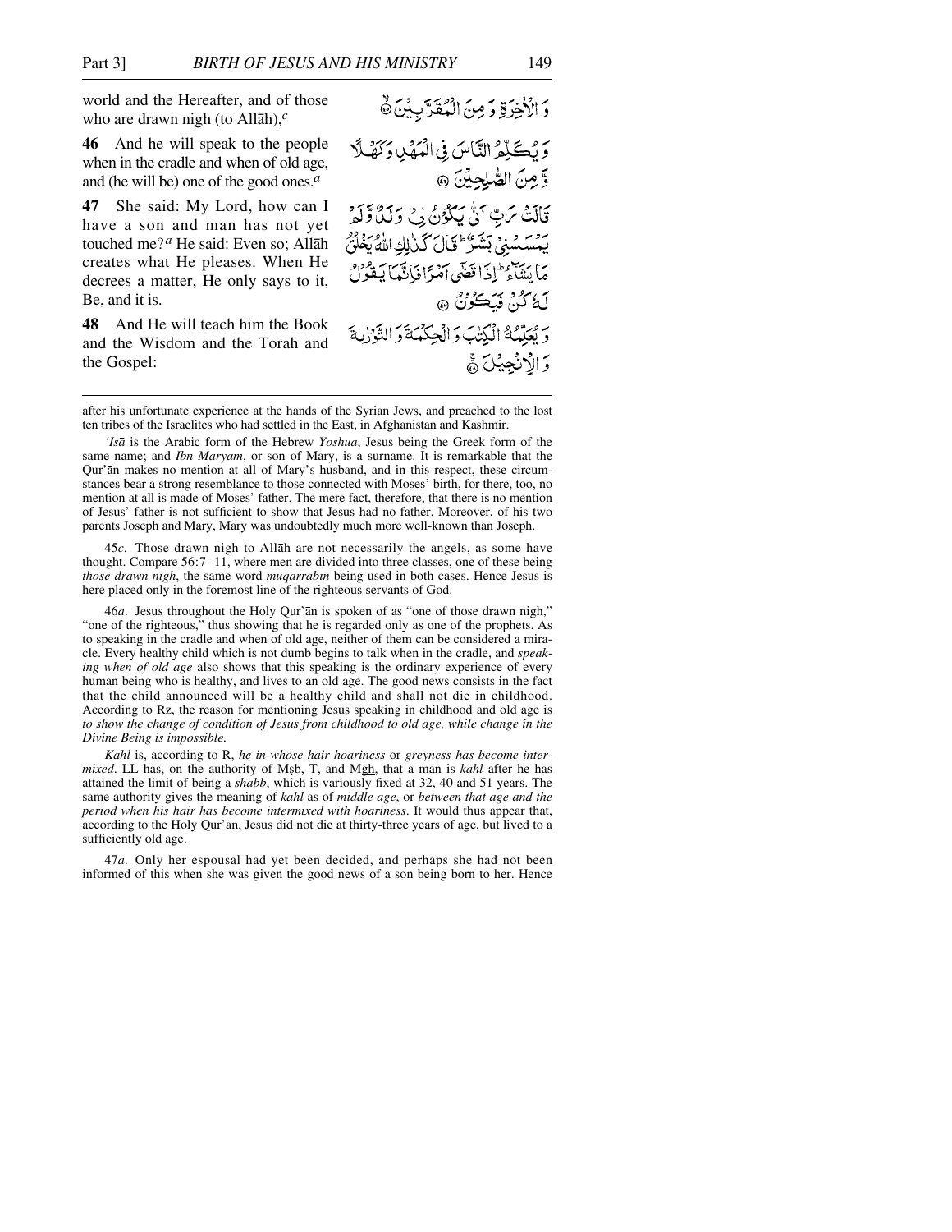world and the Hereafter, and of those who are drawn nigh (to Allāh),[c]

وَ الْاٰخِرَةِ وَ مِنَ الْمُقَرَّبِيْنَ ۙ

**46** And he will speak to the people when in the cradle and when of old age, and (he will be) one of the good ones.[a]

وَ يُكَلِّمُ النَّاسَ فِي الْمَهْدِ وَ كَهْلًا وَّ مِنَ الصّٰلِحِيْنَ

**47** She said: My Lord, how can I have a son and man has not yet touched me?[a] He said: Even so; Allāh creates what He pleases. When He decrees a matter, He only says to it, Be, and it is.

قَالَتْ رَبِّ اَنّٰى يَكُوْنُ لِيْ وَلَدٌ وَّ لَمْ يَمْسَسْنِيْ بَشَرٌ ؕ قَالَ كَذٰلِكِ اللّٰهُ يَخْلُقُ مَا يَشَآءُ ؕ اِذَا قَضٰۤى اَمْرًا فَاِنَّمَا يَقُوْلُ لَهٗ كُنْ فَيَكُوْنُ

**48** And He will teach him the Book and the Wisdom and the Torah and the Gospel:

وَ يُعَلِّمُهُ الْكِتٰبَ وَ الْحِكْمَةَ وَ التَّوْرٰىةَ وَ الْاِنْجِيْلَ ۚ

---

after his unfortunate experience at the hands of the Syrian Jews, and preached to the lost ten tribes of the Israelites who had settled in the East, in Afghanistan and Kashmir.

*'Isā* is the Arabic form of the Hebrew *Yoshua*, Jesus being the Greek form of the same name; and *Ibn Maryam*, or son of Mary, is a surname. It is remarkable that the Qur'ān makes no mention at all of Mary's husband, and in this respect, these circumstances bear a strong resemblance to those connected with Moses' birth, for there, too, no mention at all is made of Moses' father. The mere fact, therefore, that there is no mention of Jesus' father is not sufficient to show that Jesus had no father. Moreover, of his two parents Joseph and Mary, Mary was undoubtedly much more well-known than Joseph.

45*c*. Those drawn nigh to Allāh are not necessarily the angels, as some have thought. Compare 56:7–11, where men are divided into three classes, one of these being *those drawn nigh*, the same word *muqarrabīn* being used in both cases. Hence Jesus is here placed only in the foremost line of the righteous servants of God.

46*a*. Jesus throughout the Holy Qur'ān is spoken of as "one of those drawn nigh," "one of the righteous," thus showing that he is regarded only as one of the prophets. As to speaking in the cradle and when of old age, neither of them can be considered a miracle. Every healthy child which is not dumb begins to talk when in the cradle, and *speaking when of old age* also shows that this speaking is the ordinary experience of every human being who is healthy, and lives to an old age. The good news consists in the fact that the child announced will be a healthy child and shall not die in childhood. According to Rz, the reason for mentioning Jesus speaking in childhood and old age is *to show the change of condition of Jesus from childhood to old age, while change in the Divine Being is impossible.*

*Kahl* is, according to R, *he in whose hair hoariness* or *greyness has become intermixed*. LL has, on the authority of Mṣb, T, and Mgh, that a man is *kahl* after he has attained the limit of being a *shābb*, which is variously fixed at 32, 40 and 51 years. The same authority gives the meaning of *kahl* as of *middle age*, or *between that age and the period when his hair has become intermixed with hoariness*. It would thus appear that, according to the Holy Qur'ān, Jesus did not die at thirty-three years of age, but lived to a sufficiently old age.

47*a*. Only her espousal had yet been decided, and perhaps she had not been informed of this when she was given the good news of a son being born to her. Hence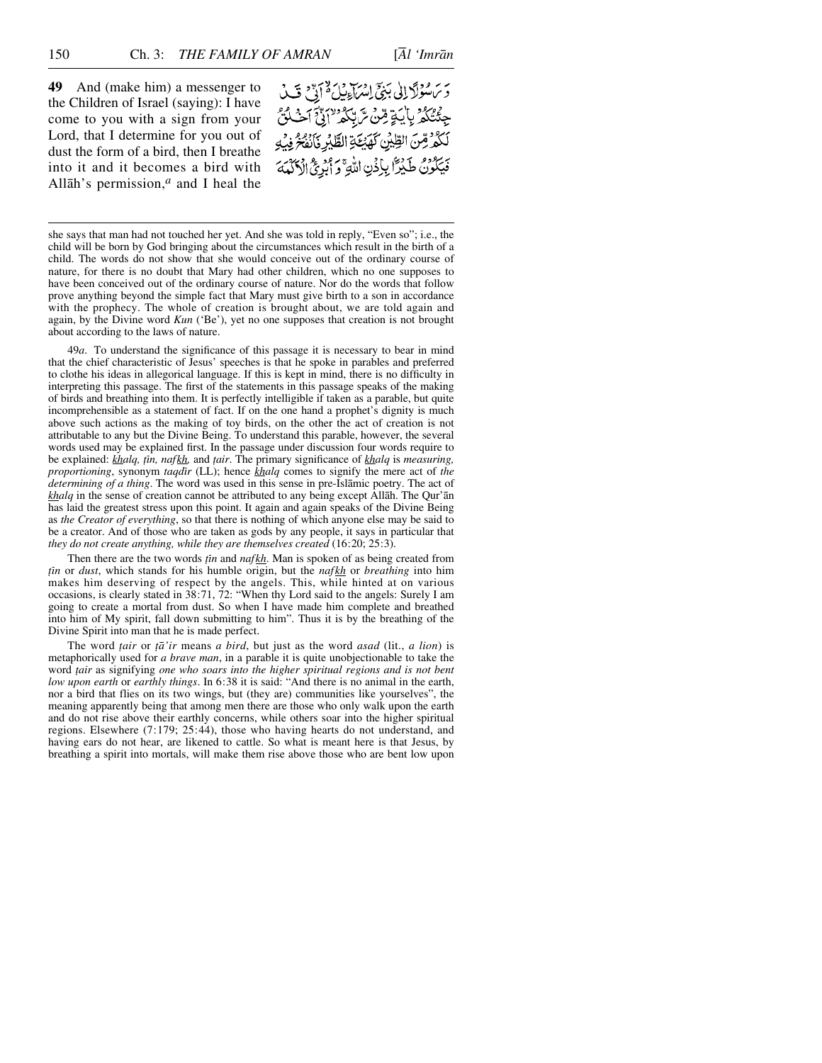**49** And (make him) a messenger to the Children of Israel (saying): I have come to you with a sign from your Lord, that I determine for you out of dust the form of a bird, then I breathe into it and it becomes a bird with Allāh's permission,[a] and I heal the

وَرَسُوْلًا اِلٰى بَنِىْۤ اِسْرَآءِيْلَ ۙ۬ اَنِّىْ قَدْ جِئْتُكُمْ بِاٰيَةٍ مِّنْ رَّبِّكُمْ ۙ اَنِّىْۤ اَخْلُقُ لَكُمْ مِّنَ الطِّيْنِ كَهَيْـَٔةِ الطَّيْرِ فَاَنْفُخُ فِيْهِ فَيَكُوْنُ طَيْرًاۢ بِاِذْنِ اللّٰهِ ۚ وَاُبْرِئُ الْاَكْمَهَ

---

she says that man had not touched her yet. And she was told in reply, "Even so"; i.e., the child will be born by God bringing about the circumstances which result in the birth of a child. The words do not show that she would conceive out of the ordinary course of nature, for there is no doubt that Mary had other children, which no one supposes to have been conceived out of the ordinary course of nature. Nor do the words that follow prove anything beyond the simple fact that Mary must give birth to a son in accordance with the prophecy. The whole of creation is brought about, we are told again and again, by the Divine word *Kun* ('Be'), yet no one supposes that creation is not brought about according to the laws of nature.

49*a*. To understand the significance of this passage it is necessary to bear in mind that the chief characteristic of Jesus' speeches is that he spoke in parables and preferred to clothe his ideas in allegorical language. If this is kept in mind, there is no difficulty in interpreting this passage. The first of the statements in this passage speaks of the making of birds and breathing into them. It is perfectly intelligible if taken as a parable, but quite incomprehensible as a statement of fact. If on the one hand a prophet's dignity is much above such actions as the making of toy birds, on the other the act of creation is not attributable to any but the Divine Being. To understand this parable, however, the several words used may be explained first. In the passage under discussion four words require to be explained: *khalq, ṭīn, nafkh,* and *ṭair*. The primary significance of *khalq* is *measuring, proportioning*, synonym *taqdīr* (LL); hence *khalq* comes to signify the mere act of *the determining of a thing*. The word was used in this sense in pre-Islāmic poetry. The act of *khalq* in the sense of creation cannot be attributed to any being except Allāh. The Qur'ān has laid the greatest stress upon this point. It again and again speaks of the Divine Being as *the Creator of everything*, so that there is nothing of which anyone else may be said to be a creator. And of those who are taken as gods by any people, it says in particular that *they do not create anything, while they are themselves created* (16:20; 25:3).

Then there are the two words *ṭīn* and *nafkh*. Man is spoken of as being created from *ṭīn* or *dust*, which stands for his humble origin, but the *nafkh* or *breathing* into him makes him deserving of respect by the angels. This, while hinted at on various occasions, is clearly stated in 38:71, 72: "When thy Lord said to the angels: Surely I am going to create a mortal from dust. So when I have made him complete and breathed into him of My spirit, fall down submitting to him". Thus it is by the breathing of the Divine Spirit into man that he is made perfect.

The word *ṭair* or *ṭā'ir* means *a bird*, but just as the word *asad* (lit., *a lion*) is metaphorically used for *a brave man*, in a parable it is quite unobjectionable to take the word *ṭair* as signifying *one who soars into the higher spiritual regions and is not bent low upon earth* or *earthly things*. In 6:38 it is said: "And there is no animal in the earth, nor a bird that flies on its two wings, but (they are) communities like yourselves", the meaning apparently being that among men there are those who only walk upon the earth and do not rise above their earthly concerns, while others soar into the higher spiritual regions. Elsewhere (7:179; 25:44), those who having hearts do not understand, and having ears do not hear, are likened to cattle. So what is meant here is that Jesus, by breathing a spirit into mortals, will make them rise above those who are bent low upon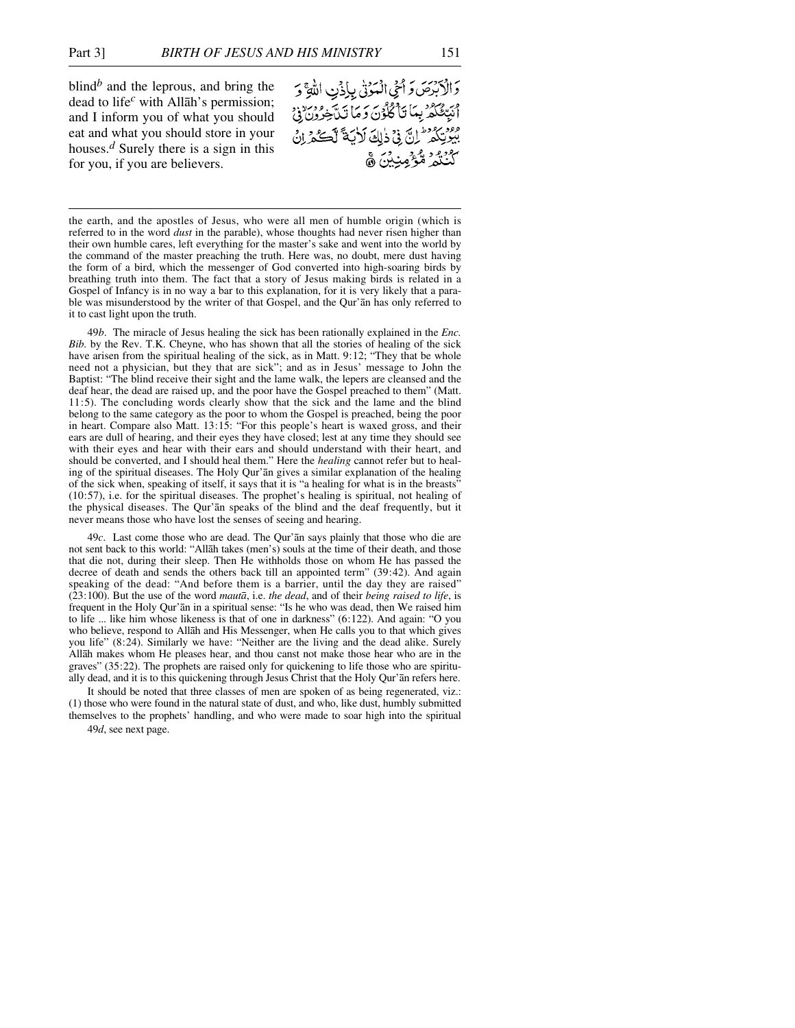blind[b] and the leprous, and bring the dead to life[c] with Allāh's permission; and I inform you of what you should eat and what you should store in your houses.[d] Surely there is a sign in this for you, if you are believers.

وَالْاَبْرَصَ وَاُحۡیِ الۡمَوۡتٰی بِاِذۡنِ اللّٰہِ ۚ وَ اُنَبِّئُکُمۡ بِمَا تَاۡکُلُوۡنَ وَمَا تَدَّخِرُوۡنَ ۙ فِیۡ بُیُوۡتِکُمۡ ؕ اِنَّ فِیۡ ذٰلِکَ لَاٰیَۃً لَّکُمۡ اِنۡ کُنۡتُمۡ مُّؤۡمِنِیۡنَ ﴿ۚ۴۹﴾

---

the earth, and the apostles of Jesus, who were all men of humble origin (which is referred to in the word *dust* in the parable), whose thoughts had never risen higher than their own humble cares, left everything for the master's sake and went into the world by the command of the master preaching the truth. Here was, no doubt, mere dust having the form of a bird, which the messenger of God converted into high-soaring birds by breathing truth into them. The fact that a story of Jesus making birds is related in a Gospel of Infancy is in no way a bar to this explanation, for it is very likely that a parable was misunderstood by the writer of that Gospel, and the Qur'ān has only referred to it to cast light upon the truth.

49*b*. The miracle of Jesus healing the sick has been rationally explained in the *Enc. Bib.* by the Rev. T.K. Cheyne, who has shown that all the stories of healing of the sick have arisen from the spiritual healing of the sick, as in Matt. 9:12; "They that be whole need not a physician, but they that are sick"; and as in Jesus' message to John the Baptist: "The blind receive their sight and the lame walk, the lepers are cleansed and the deaf hear, the dead are raised up, and the poor have the Gospel preached to them" (Matt. 11:5). The concluding words clearly show that the sick and the lame and the blind belong to the same category as the poor to whom the Gospel is preached, being the poor in heart. Compare also Matt. 13:15: "For this people's heart is waxed gross, and their ears are dull of hearing, and their eyes they have closed; lest at any time they should see with their eyes and hear with their ears and should understand with their heart, and should be converted, and I should heal them." Here the *healing* cannot refer but to healing of the spiritual diseases. The Holy Qur'ān gives a similar explanation of the healing of the sick when, speaking of itself, it says that it is "a healing for what is in the breasts" (10:57), i.e. for the spiritual diseases. The prophet's healing is spiritual, not healing of the physical diseases. The Qur'ān speaks of the blind and the deaf frequently, but it never means those who have lost the senses of seeing and hearing.

49*c*. Last come those who are dead. The Qur'ān says plainly that those who die are not sent back to this world: "Allāh takes (men's) souls at the time of their death, and those that die not, during their sleep. Then He withholds those on whom He has passed the decree of death and sends the others back till an appointed term" (39:42). And again speaking of the dead: "And before them is a barrier, until the day they are raised" (23:100). But the use of the word *mautā*, i.e. *the dead*, and of their *being raised to life*, is frequent in the Holy Qur'ān in a spiritual sense: "Is he who was dead, then We raised him to life ... like him whose likeness is that of one in darkness" (6:122). And again: "O you who believe, respond to Allāh and His Messenger, when He calls you to that which gives you life" (8:24). Similarly we have: "Neither are the living and the dead alike. Surely Allāh makes whom He pleases hear, and thou canst not make those hear who are in the graves" (35:22). The prophets are raised only for quickening to life those who are spiritually dead, and it is to this quickening through Jesus Christ that the Holy Qur'ān refers here.

It should be noted that three classes of men are spoken of as being regenerated, viz.: (1) those who were found in the natural state of dust, and who, like dust, humbly submitted themselves to the prophets' handling, and who were made to soar high into the spiritual

49*d*, see next page.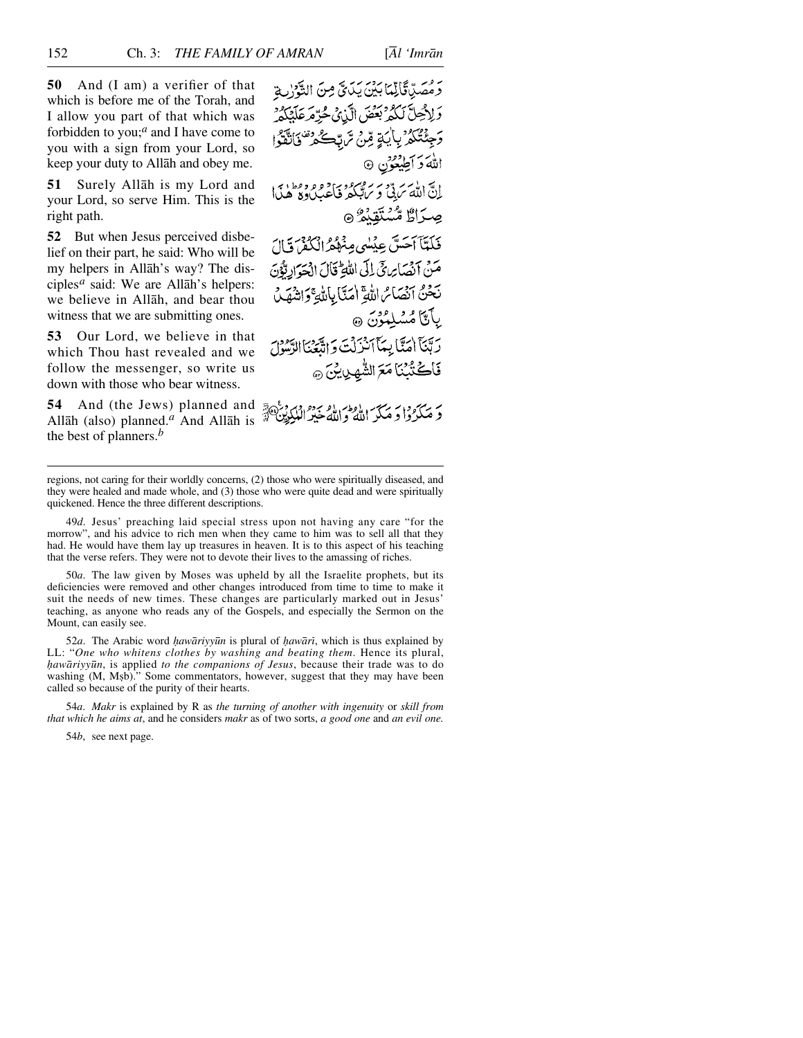**50** And (I am) a verifier of that which is before me of the Torah, and I allow you part of that which was forbidden to you;[a] and I have come to you with a sign from your Lord, so keep your duty to Allāh and obey me.

وَمُصَدِّقًا لِّمَا بَيْنَ يَدَيَّ مِنَ التَّوْرٰىةِ وَلِأُحِلَّ لَكُم بَعْضَ الَّذِي حُرِّمَ عَلَيْكُمْ وَجِئْتُكُم بِآيَةٍ مِّن رَّبِّكُمْ فَاتَّقُوا اللّٰهَ وَأَطِيعُونِ ﴿٥٠﴾

**51** Surely Allāh is my Lord and your Lord, so serve Him. This is the right path.

إِنَّ اللّٰهَ رَبِّي وَرَبُّكُمْ فَاعْبُدُوهُ هٰذَا صِرَاطٌ مُّسْتَقِيمٌ ﴿٥١﴾

**52** But when Jesus perceived disbelief on their part, he said: Who will be my helpers in Allāh's way? The disciples[a] said: We are Allāh's helpers: we believe in Allāh, and bear thou witness that we are submitting ones.

فَلَمَّا أَحَسَّ عِيسٰى مِنْهُمُ الْكُفْرَ قَالَ مَنْ أَنصَارِي إِلَى اللّٰهِ قَالَ الْحَوَارِيُّونَ نَحْنُ أَنصَارُ اللّٰهِ آمَنَّا بِاللّٰهِ وَاشْهَدْ بِأَنَّا مُسْلِمُونَ ﴿٥٢﴾

**53** Our Lord, we believe in that which Thou hast revealed and we follow the messenger, so write us down with those who bear witness.

رَبَّنَا آمَنَّا بِمَا أَنزَلْتَ وَاتَّبَعْنَا الرَّسُولَ فَاكْتُبْنَا مَعَ الشَّاهِدِينَ ﴿٥٣﴾

**54** And (the Jews) planned and Allāh (also) planned.[a] And Allāh is the best of planners.[b]

وَمَكَرُوا وَمَكَرَ اللّٰهُ وَاللّٰهُ خَيْرُ الْمَاكِرِينَ ﴿٥٤﴾

---

regions, not caring for their worldly concerns, (2) those who were spiritually diseased, and they were healed and made whole, and (3) those who were quite dead and were spiritually quickened. Hence the three different descriptions.

49*d*. Jesus' preaching laid special stress upon not having any care "for the morrow", and his advice to rich men when they came to him was to sell all that they had. He would have them lay up treasures in heaven. It is to this aspect of his teaching that the verse refers. They were not to devote their lives to the amassing of riches.

50*a*. The law given by Moses was upheld by all the Israelite prophets, but its deficiencies were removed and other changes introduced from time to time to make it suit the needs of new times. These changes are particularly marked out in Jesus' teaching, as anyone who reads any of the Gospels, and especially the Sermon on the Mount, can easily see.

52*a*. The Arabic word *ḥawāriyyūn* is plural of *ḥawārī*, which is thus explained by LL: "*One who whitens clothes by washing and beating them*. Hence its plural, *ḥawāriyyūn*, is applied *to the companions of Jesus*, because their trade was to do washing (M, Mṣb)." Some commentators, however, suggest that they may have been called so because of the purity of their hearts.

54*a*. *Makr* is explained by R as *the turning of another with ingenuity* or *skill from that which he aims at*, and he considers *makr* as of two sorts, *a good one* and *an evil one.*

54*b*, see next page.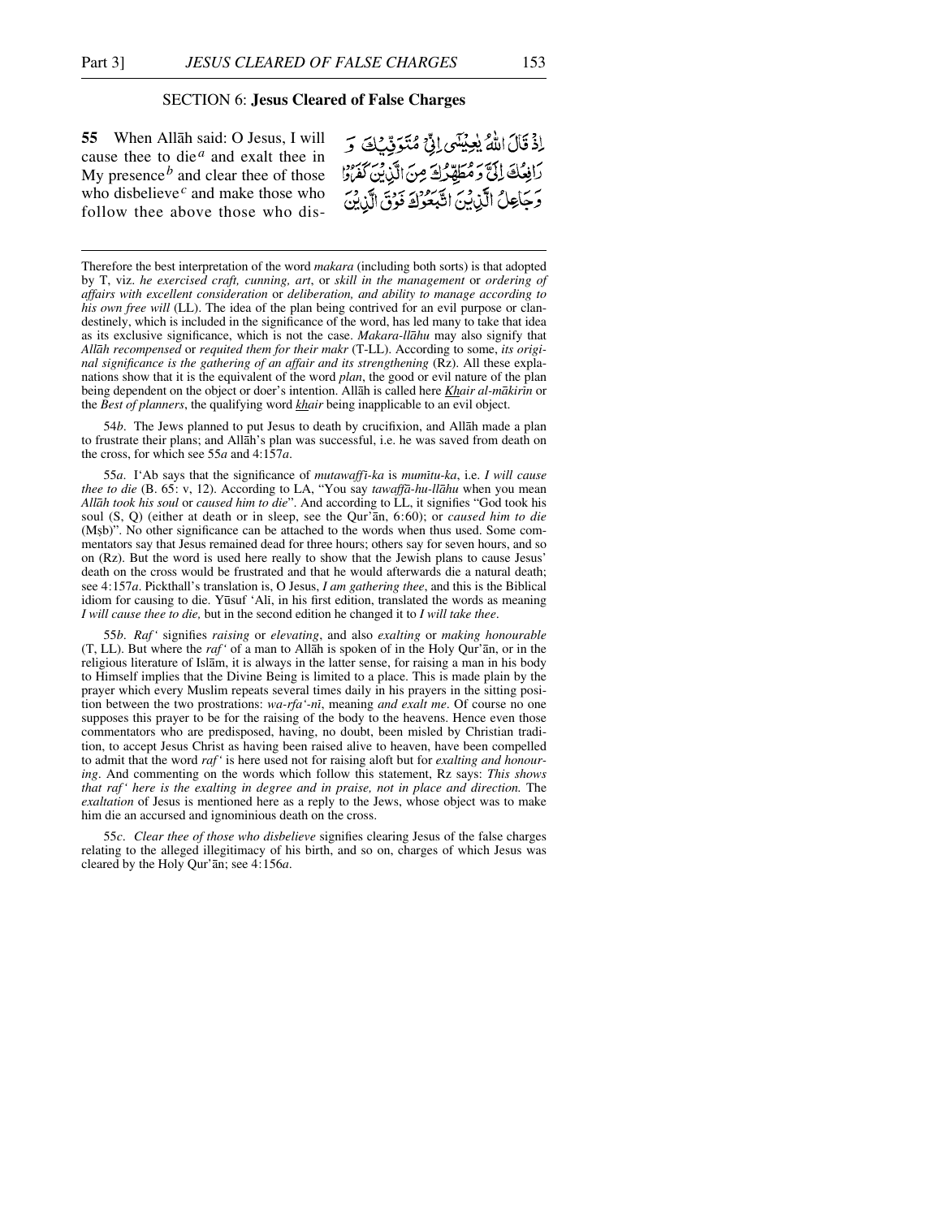## SECTION 6: **Jesus Cleared of False Charges**

**55** When Allāh said: O Jesus, I will cause thee to die[a] and exalt thee in My presence[b] and clear thee of those who disbelieve[c] and make those who follow thee above those who dis-

إِذْ قَالَ اللَّهُ يٰعِيسَىٰ إِنِّي مُتَوَفِّيكَ وَ رَافِعُكَ إِلَيَّ وَ مُطَهِّرُكَ مِنَ الَّذِينَ كَفَرُوا وَجَاعِلُ الَّذِينَ اتَّبَعُوكَ فَوْقَ الَّذِينَ

---

Therefore the best interpretation of the word *makara* (including both sorts) is that adopted by T, viz. *he exercised craft, cunning, art*, or *skill in the management* or *ordering of affairs with excellent consideration* or *deliberation, and ability to manage according to his own free will* (LL). The idea of the plan being contrived for an evil purpose or clandestinely, which is included in the significance of the word, has led many to take that idea as its exclusive significance, which is not the case. *Makara-llāhu* may also signify that *Allāh recompensed* or *requited them for their makr* (T-LL). According to some, *its original significance is the gathering of an affair and its strengthening* (Rz). All these explanations show that it is the equivalent of the word *plan*, the good or evil nature of the plan being dependent on the object or doer's intention. Allāh is called here *Khair al-mākirīn* or the *Best of planners*, the qualifying word *khair* being inapplicable to an evil object.

54*b*. The Jews planned to put Jesus to death by crucifixion, and Allāh made a plan to frustrate their plans; and Allāh's plan was successful, i.e. he was saved from death on the cross, for which see 55*a* and 4:157*a*.

55*a*. I'Ab says that the significance of *mutawaffī-ka* is *mumītu-ka*, i.e. *I will cause thee to die* (B. 65: v, 12). According to LA, "You say *tawaffā-hu-llāhu* when you mean *Allāh took his soul* or *caused him to die*". And according to LL, it signifies "God took his soul (S, Q) (either at death or in sleep, see the Qur'ān, 6:60); or *caused him to die* (Mṣb)". No other significance can be attached to the words when thus used. Some commentators say that Jesus remained dead for three hours; others say for seven hours, and so on (Rz). But the word is used here really to show that the Jewish plans to cause Jesus' death on the cross would be frustrated and that he would afterwards die a natural death; see 4:157*a*. Pickthall's translation is, O Jesus, *I am gathering thee*, and this is the Biblical idiom for causing to die. Yūsuf 'Alī, in his first edition, translated the words as meaning *I will cause thee to die,* but in the second edition he changed it to *I will take thee*.

55*b*. *Raf'* signifies *raising* or *elevating*, and also *exalting* or *making honourable* (T, LL). But where the *raf'* of a man to Allāh is spoken of in the Holy Qur'ān, or in the religious literature of Islām, it is always in the latter sense, for raising a man in his body to Himself implies that the Divine Being is limited to a place. This is made plain by the prayer which every Muslim repeats several times daily in his prayers in the sitting position between the two prostrations: *wa-rfa'-nī*, meaning *and exalt me*. Of course no one supposes this prayer to be for the raising of the body to the heavens. Hence even those commentators who are predisposed, having, no doubt, been misled by Christian tradition, to accept Jesus Christ as having been raised alive to heaven, have been compelled to admit that the word *raf'* is here used not for raising aloft but for *exalting and honouring*. And commenting on the words which follow this statement, Rz says: *This shows that raf' here is the exalting in degree and in praise, not in place and direction.* The *exaltation* of Jesus is mentioned here as a reply to the Jews, whose object was to make him die an accursed and ignominious death on the cross.

55*c*. *Clear thee of those who disbelieve* signifies clearing Jesus of the false charges relating to the alleged illegitimacy of his birth, and so on, charges of which Jesus was cleared by the Holy Qur'ān; see 4:156*a*.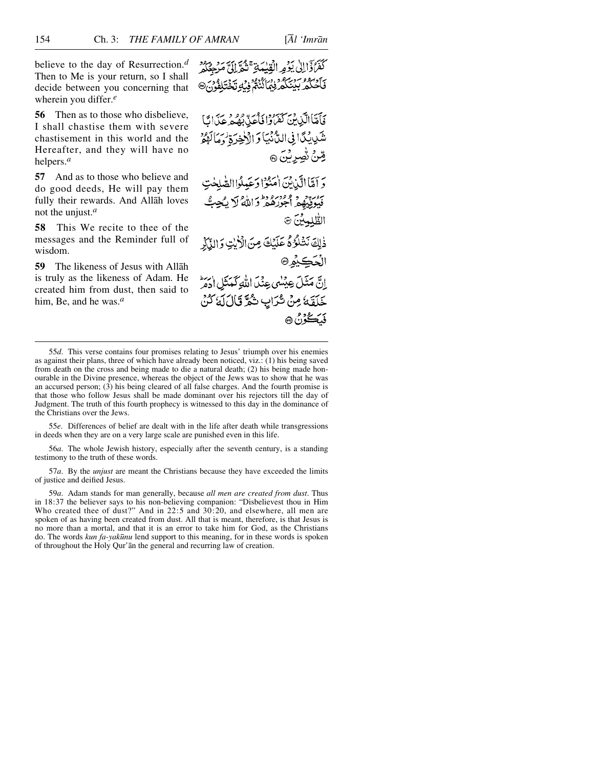believe to the day of Resurrection.[d] Then to Me is your return, so I shall decide between you concerning that wherein you differ.[e]

كَفَرُوْٓا اِلٰى يَوْمِ الْقِيٰمَةِ ۚ ثُمَّ اِلَيَّ مَرْجِعُكُمْ فَاَحْكُمُ بَيْنَكُمْ فِيْمَا كُنْتُمْ فِيْهِ تَخْتَلِفُوْنَ ﴿۵۵﴾

**56** Then as to those who disbelieve, I shall chastise them with severe chastisement in this world and the Hereafter, and they will have no helpers.[a]

فَاَمَّا الَّذِيْنَ كَفَرُوْا فَاُعَذِّبُهُمْ عَذَابًا شَدِيْدًا فِي الدُّنْيَا وَالْاٰخِرَةِ ۡ وَمَا لَهُمْ مِّنْ نّٰصِرِيْنَ ﴿۵۶﴾

**57** And as to those who believe and do good deeds, He will pay them fully their rewards. And Allāh loves not the unjust.[a]

وَاَمَّا الَّذِيْنَ اٰمَنُوْا وَعَمِلُوا الصّٰلِحٰتِ فَيُوَفِّيْهِمْ اُجُوْرَهُمْ ؕ وَاللّٰهُ لَا يُحِبُّ الظّٰلِمِيْنَ ﴿۵۷﴾

**58** This We recite to thee of the messages and the Reminder full of wisdom.

ذٰلِكَ نَتْلُوْهُ عَلَيْكَ مِنَ الْاٰيٰتِ وَالذِّكْرِ الْحَكِيْمِ ﴿۵۸﴾

**59** The likeness of Jesus with Allāh is truly as the likeness of Adam. He created him from dust, then said to him, Be, and he was.[a]

اِنَّ مَثَلَ عِيْسٰى عِنْدَ اللّٰهِ كَمَثَلِ اٰدَمَ ؕ خَلَقَهٗ مِنْ تُرَابٍ ثُمَّ قَالَ لَهٗ كُنْ فَيَكُوْنُ ﴿۵۹﴾

---

55*d*. This verse contains four promises relating to Jesus' triumph over his enemies as against their plans, three of which have already been noticed, viz.: (1) his being saved from death on the cross and being made to die a natural death; (2) his being made honourable in the Divine presence, whereas the object of the Jews was to show that he was an accursed person; (3) his being cleared of all false charges. And the fourth promise is that those who follow Jesus shall be made dominant over his rejectors till the day of Judgment. The truth of this fourth prophecy is witnessed to this day in the dominance of the Christians over the Jews.

55*e*. Differences of belief are dealt with in the life after death while transgressions in deeds when they are on a very large scale are punished even in this life.

56*a*. The whole Jewish history, especially after the seventh century, is a standing testimony to the truth of these words.

57*a*. By the *unjust* are meant the Christians because they have exceeded the limits of justice and deified Jesus.

59*a*. Adam stands for man generally, because *all men are created from dust*. Thus in 18:37 the believer says to his non-believing companion: "Disbelievest thou in Him Who created thee of dust?" And in 22:5 and 30:20, and elsewhere, all men are spoken of as having been created from dust. All that is meant, therefore, is that Jesus is no more than a mortal, and that it is an error to take him for God, as the Christians do. The words *kun fa-yakūnu* lend support to this meaning, for in these words is spoken of throughout the Holy Qur'ān the general and recurring law of creation.